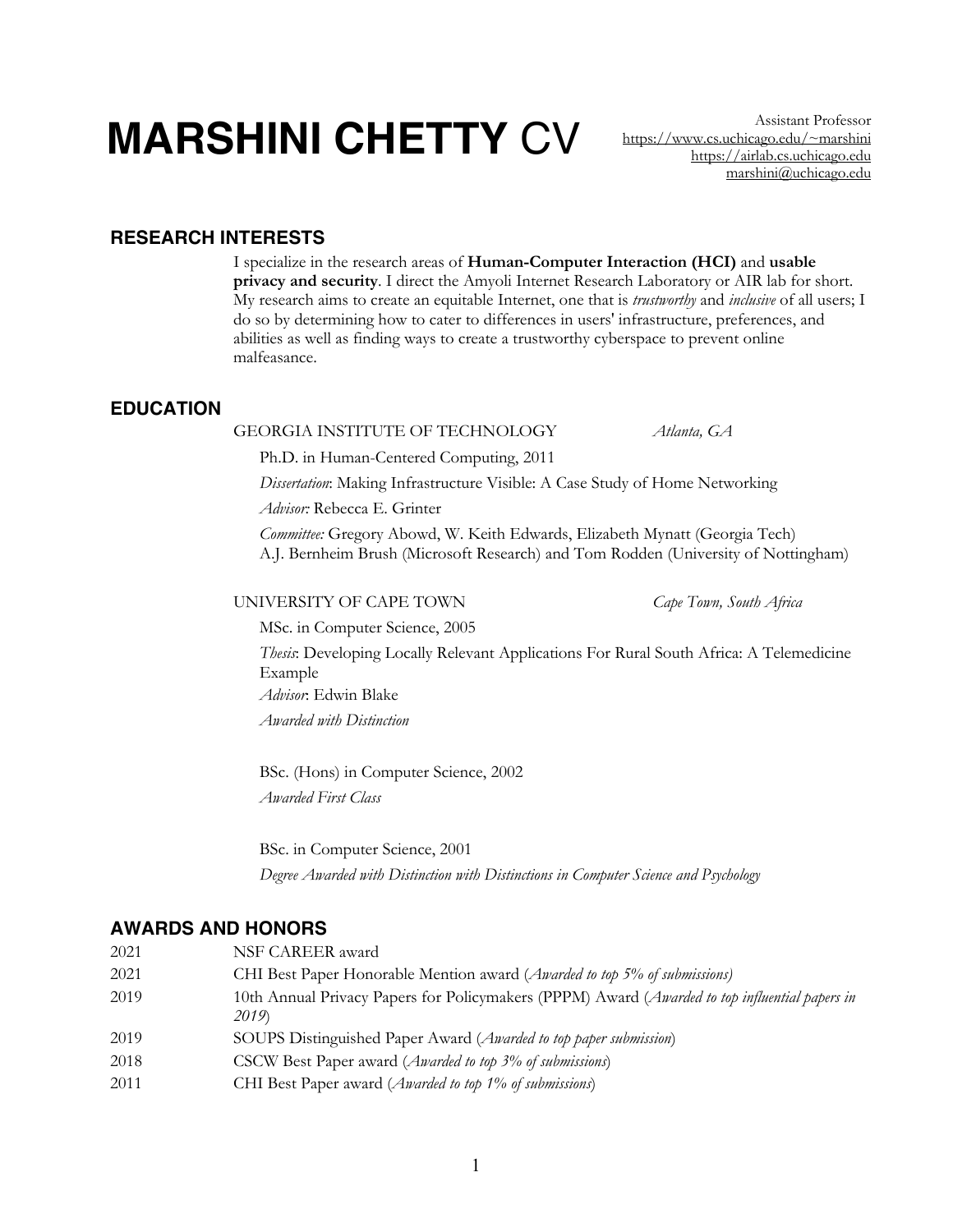# **MARSHINI CHETTY** CV

Assistant Professor
https://www.cs.uchicago.edu/~marshini
https://airlab.cs.uchicago.edu
marshini@uchicago.edu

## RESEARCH INTERESTS

I specialize in the research areas of **Human-Computer Interaction (HCI)** and **usable privacy and security**. I direct the Amyoli Internet Research Laboratory or AIR lab for short. My research aims to create an equitable Internet, one that is *trustworthy* and *inclusive* of all users; I do so by determining how to cater to differences in users' infrastructure, preferences, and abilities as well as finding ways to create a trustworthy cyberspace to prevent online malfeasance.

## EDUCATION

GEORGIA INSTITUTE OF TECHNOLOGY — *Atlanta, GA*

Ph.D. in Human-Centered Computing, 2011

*Dissertation*: Making Infrastructure Visible: A Case Study of Home Networking

*Advisor:* Rebecca E. Grinter

*Committee:* Gregory Abowd, W. Keith Edwards, Elizabeth Mynatt (Georgia Tech)
A.J. Bernheim Brush (Microsoft Research) and Tom Rodden (University of Nottingham)

UNIVERSITY OF CAPE TOWN — *Cape Town, South Africa*

MSc. in Computer Science, 2005

*Thesis*: Developing Locally Relevant Applications For Rural South Africa: A Telemedicine Example

*Advisor*: Edwin Blake

*Awarded with Distinction*

BSc. (Hons) in Computer Science, 2002

*Awarded First Class*

BSc. in Computer Science, 2001

*Degree Awarded with Distinction with Distinctions in Computer Science and Psychology*

## AWARDS AND HONORS

| | |
|---|---|
| 2021 | NSF CAREER award |
| 2021 | CHI Best Paper Honorable Mention award (*Awarded to top 5% of submissions)* |
| 2019 | 10th Annual Privacy Papers for Policymakers (PPPM) Award (*Awarded to top influential papers in 2019*) |
| 2019 | SOUPS Distinguished Paper Award (*Awarded to top paper submission*) |
| 2018 | CSCW Best Paper award (*Awarded to top 3% of submissions*) |
| 2011 | CHI Best Paper award (*Awarded to top 1% of submissions*) |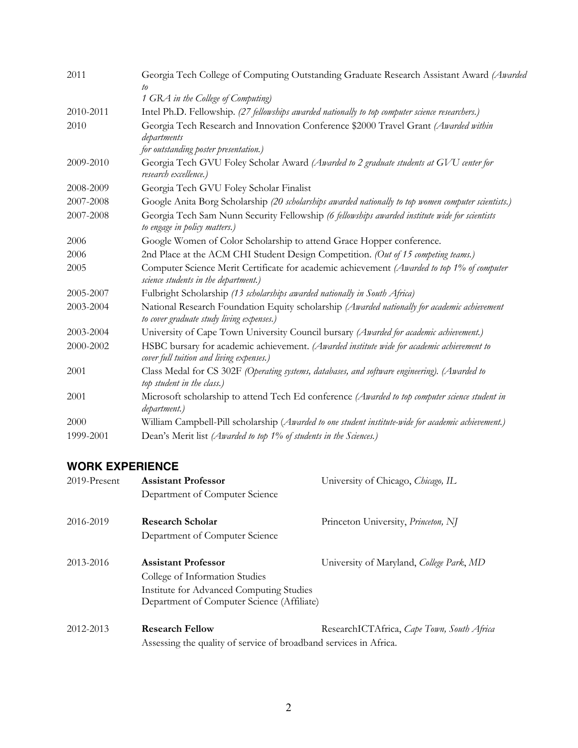| | |
|---|---|
| 2011 | Georgia Tech College of Computing Outstanding Graduate Research Assistant Award *(Awarded to 1 GRA in the College of Computing)* |
| 2010-2011 | Intel Ph.D. Fellowship. *(27 fellowships awarded nationally to top computer science researchers.)* |
| 2010 | Georgia Tech Research and Innovation Conference $2000 Travel Grant *(Awarded within departments for outstanding poster presentation.)* |
| 2009-2010 | Georgia Tech GVU Foley Scholar Award *(Awarded to 2 graduate students at GVU center for research excellence.)* |
| 2008-2009 | Georgia Tech GVU Foley Scholar Finalist |
| 2007-2008 | Google Anita Borg Scholarship *(20 scholarships awarded nationally to top women computer scientists.)* |
| 2007-2008 | Georgia Tech Sam Nunn Security Fellowship *(6 fellowships awarded institute wide for scientists to engage in policy matters.)* |
| 2006 | Google Women of Color Scholarship to attend Grace Hopper conference. |
| 2006 | 2nd Place at the ACM CHI Student Design Competition. *(Out of 15 competing teams.)* |
| 2005 | Computer Science Merit Certificate for academic achievement *(Awarded to top 1% of computer science students in the department.)* |
| 2005-2007 | Fulbright Scholarship *(13 scholarships awarded nationally in South Africa)* |
| 2003-2004 | National Research Foundation Equity scholarship *(Awarded nationally for academic achievement to cover graduate study living expenses.)* |
| 2003-2004 | University of Cape Town University Council bursary *(Awarded for academic achievement.)* |
| 2000-2002 | HSBC bursary for academic achievement. *(Awarded institute wide for academic achievement to cover full tuition and living expenses.)* |
| 2001 | Class Medal for CS 302F *(Operating systems, databases, and software engineering). (Awarded to top student in the class.)* |
| 2001 | Microsoft scholarship to attend Tech Ed conference *(Awarded to top computer science student in department.)* |
| 2000 | William Campbell-Pill scholarship (*Awarded to one student institute-wide for academic achievement.)* |
| 1999-2001 | Dean's Merit list *(Awarded to top 1% of students in the Sciences.)* |

## WORK EXPERIENCE

| | | |
|---|---|---|
| 2019-Present | **Assistant Professor**<br>Department of Computer Science | University of Chicago, *Chicago, IL* |
| 2016-2019 | **Research Scholar**<br>Department of Computer Science | Princeton University, *Princeton, NJ* |
| 2013-2016 | **Assistant Professor**<br>College of Information Studies<br>Institute for Advanced Computing Studies<br>Department of Computer Science (Affiliate) | University of Maryland, *College Park*, *MD* |
| 2012-2013 | **Research Fellow**<br>Assessing the quality of service of broadband services in Africa. | ResearchICTAfrica, *Cape Town, South Africa* |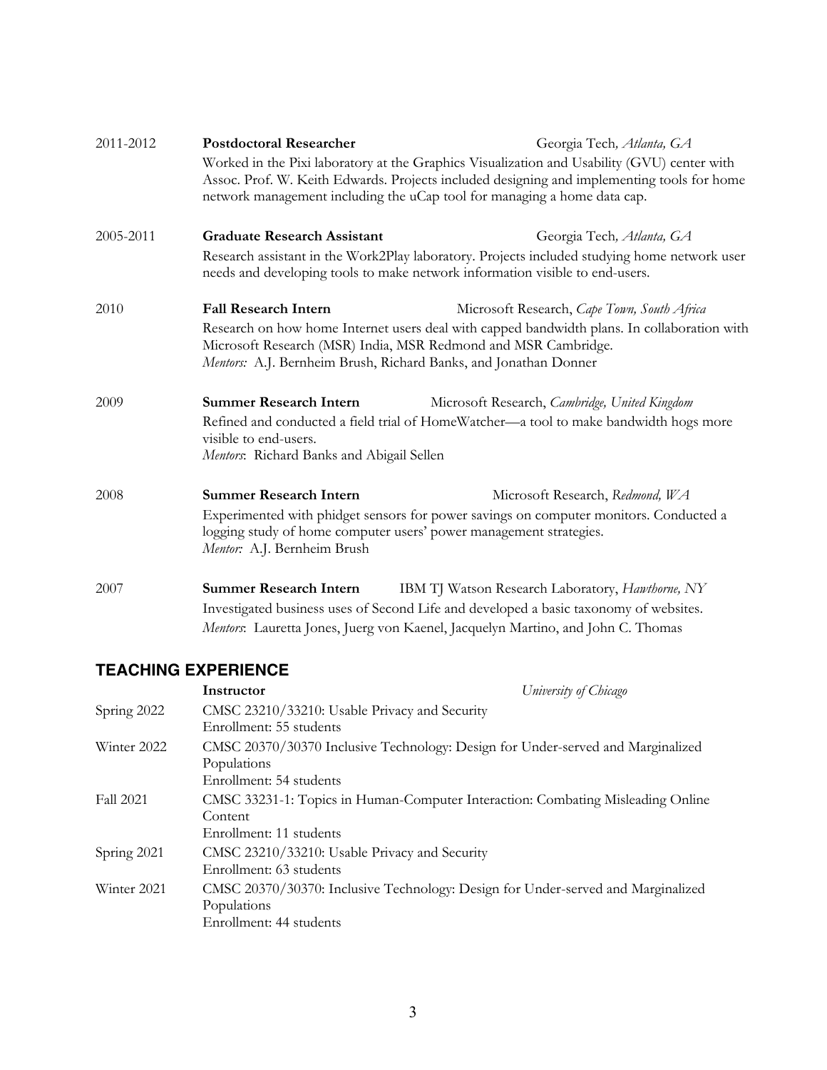2011-2012 **Postdoctoral Researcher** Georgia Tech*, Atlanta, GA*

Worked in the Pixi laboratory at the Graphics Visualization and Usability (GVU) center with Assoc. Prof. W. Keith Edwards. Projects included designing and implementing tools for home network management including the uCap tool for managing a home data cap.

2005-2011 **Graduate Research Assistant** Georgia Tech*, Atlanta, GA*

Research assistant in the Work2Play laboratory. Projects included studying home network user needs and developing tools to make network information visible to end-users.

2010 **Fall Research Intern** Microsoft Research, *Cape Town, South Africa*

Research on how home Internet users deal with capped bandwidth plans. In collaboration with Microsoft Research (MSR) India, MSR Redmond and MSR Cambridge.
*Mentors:* A.J. Bernheim Brush, Richard Banks, and Jonathan Donner

2009 **Summer Research Intern** Microsoft Research, *Cambridge, United Kingdom*

Refined and conducted a field trial of HomeWatcher—a tool to make bandwidth hogs more visible to end-users.
*Mentors*: Richard Banks and Abigail Sellen

2008 **Summer Research Intern** Microsoft Research, *Redmond, WA*

Experimented with phidget sensors for power savings on computer monitors. Conducted a logging study of home computer users' power management strategies.
*Mentor:* A.J. Bernheim Brush

2007 **Summer Research Intern** IBM TJ Watson Research Laboratory, *Hawthorne, NY*

Investigated business uses of Second Life and developed a basic taxonomy of websites.
*Mentors*: Lauretta Jones, Juerg von Kaenel, Jacquelyn Martino, and John C. Thomas

## TEACHING EXPERIENCE

**Instructor** *University of Chicago*

Spring 2022 CMSC 23210/33210: Usable Privacy and Security
Enrollment: 55 students

Winter 2022 CMSC 20370/30370 Inclusive Technology: Design for Under-served and Marginalized Populations
Enrollment: 54 students

Fall 2021 CMSC 33231-1: Topics in Human-Computer Interaction: Combating Misleading Online Content
Enrollment: 11 students

Spring 2021 CMSC 23210/33210: Usable Privacy and Security
Enrollment: 63 students

Winter 2021 CMSC 20370/30370: Inclusive Technology: Design for Under-served and Marginalized Populations
Enrollment: 44 students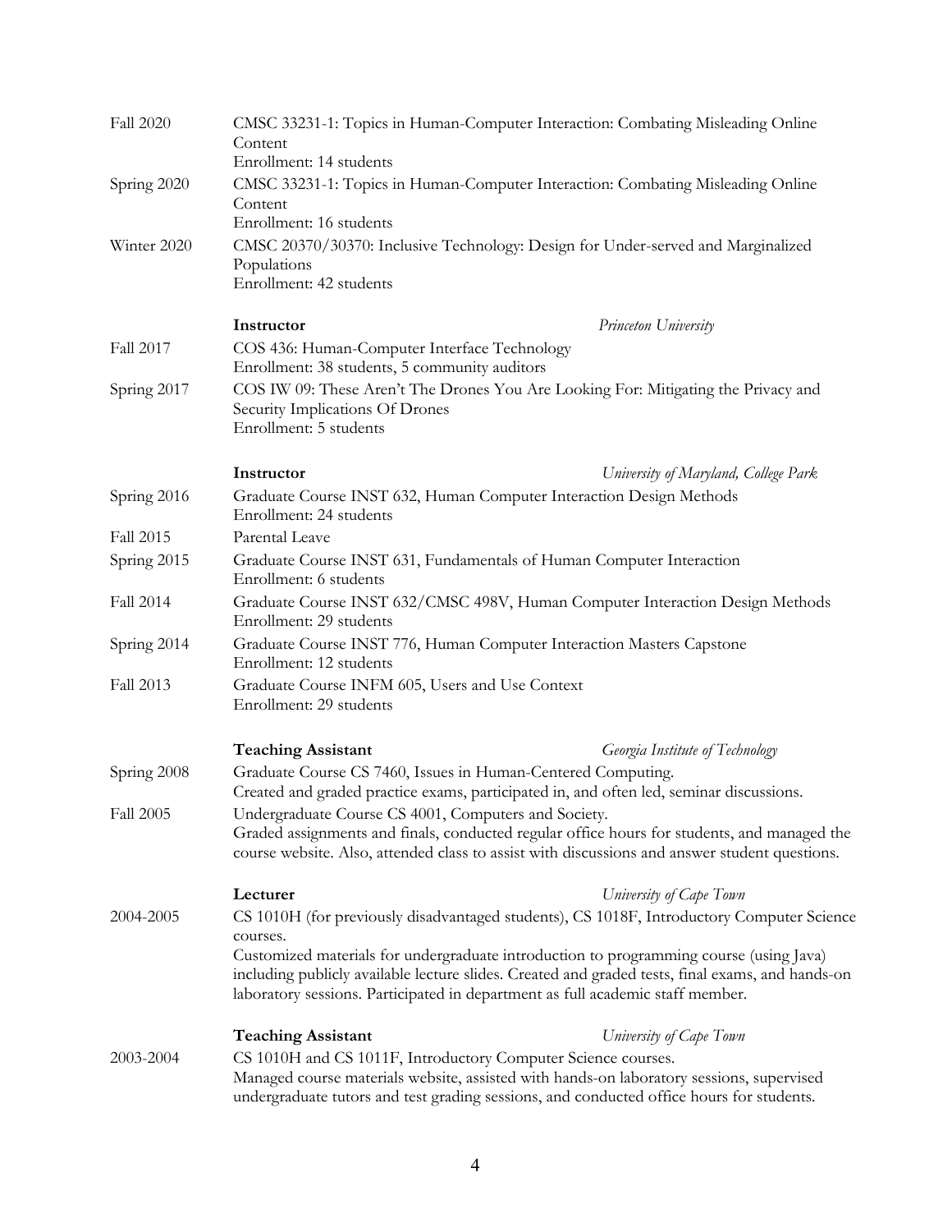Fall 2020 — CMSC 33231-1: Topics in Human-Computer Interaction: Combating Misleading Online Content
Enrollment: 14 students

Spring 2020 — CMSC 33231-1: Topics in Human-Computer Interaction: Combating Misleading Online Content
Enrollment: 16 students

Winter 2020 — CMSC 20370/30370: Inclusive Technology: Design for Under-served and Marginalized Populations
Enrollment: 42 students

**Instructor** — *Princeton University*

Fall 2017 — COS 436: Human-Computer Interface Technology
Enrollment: 38 students, 5 community auditors

Spring 2017 — COS IW 09: These Aren't The Drones You Are Looking For: Mitigating the Privacy and Security Implications Of Drones
Enrollment: 5 students

**Instructor** — *University of Maryland, College Park*

Spring 2016 — Graduate Course INST 632, Human Computer Interaction Design Methods
Enrollment: 24 students

Fall 2015 — Parental Leave

Spring 2015 — Graduate Course INST 631, Fundamentals of Human Computer Interaction
Enrollment: 6 students

Fall 2014 — Graduate Course INST 632/CMSC 498V, Human Computer Interaction Design Methods
Enrollment: 29 students

Spring 2014 — Graduate Course INST 776, Human Computer Interaction Masters Capstone
Enrollment: 12 students

Fall 2013 — Graduate Course INFM 605, Users and Use Context
Enrollment: 29 students

**Teaching Assistant** — *Georgia Institute of Technology*

Spring 2008 — Graduate Course CS 7460, Issues in Human-Centered Computing.
Created and graded practice exams, participated in, and often led, seminar discussions.

Fall 2005 — Undergraduate Course CS 4001, Computers and Society.
Graded assignments and finals, conducted regular office hours for students, and managed the course website. Also, attended class to assist with discussions and answer student questions.

**Lecturer** — *University of Cape Town*

2004-2005 — CS 1010H (for previously disadvantaged students), CS 1018F, Introductory Computer Science courses.
Customized materials for undergraduate introduction to programming course (using Java) including publicly available lecture slides. Created and graded tests, final exams, and hands-on laboratory sessions. Participated in department as full academic staff member.

**Teaching Assistant** — *University of Cape Town*

2003-2004 — CS 1010H and CS 1011F, Introductory Computer Science courses.
Managed course materials website, assisted with hands-on laboratory sessions, supervised undergraduate tutors and test grading sessions, and conducted office hours for students.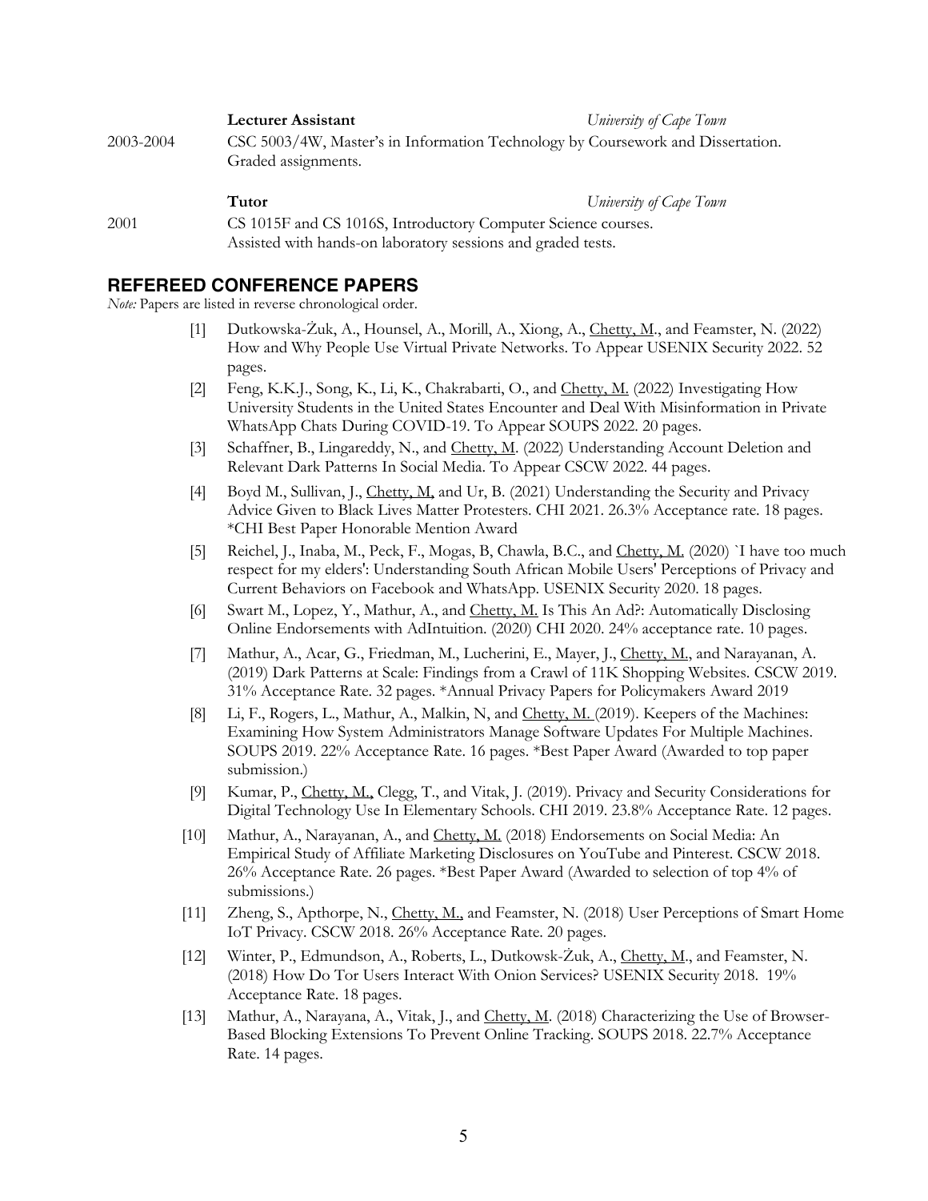**Lecturer Assistant** *University of Cape Town*

2003-2004 CSC 5003/4W, Master's in Information Technology by Coursework and Dissertation. Graded assignments.

**Tutor** *University of Cape Town*

2001 CS 1015F and CS 1016S, Introductory Computer Science courses. Assisted with hands-on laboratory sessions and graded tests.

## REFEREED CONFERENCE PAPERS

*Note:* Papers are listed in reverse chronological order.

[1] Dutkowska-Żuk, A., Hounsel, A., Morill, A., Xiong, A., Chetty, M., and Feamster, N. (2022) How and Why People Use Virtual Private Networks. To Appear USENIX Security 2022. 52 pages.

[2] Feng, K.K.J., Song, K., Li, K., Chakrabarti, O., and Chetty, M. (2022) Investigating How University Students in the United States Encounter and Deal With Misinformation in Private WhatsApp Chats During COVID-19. To Appear SOUPS 2022. 20 pages.

[3] Schaffner, B., Lingareddy, N., and Chetty, M. (2022) Understanding Account Deletion and Relevant Dark Patterns In Social Media. To Appear CSCW 2022. 44 pages.

[4] Boyd M., Sullivan, J., Chetty, M, and Ur, B. (2021) Understanding the Security and Privacy Advice Given to Black Lives Matter Protesters. CHI 2021. 26.3% Acceptance rate. 18 pages. *CHI Best Paper Honorable Mention Award

[5] Reichel, J., Inaba, M., Peck, F., Mogas, B, Chawla, B.C., and Chetty, M. (2020) `I have too much respect for my elders': Understanding South African Mobile Users' Perceptions of Privacy and Current Behaviors on Facebook and WhatsApp. USENIX Security 2020. 18 pages.

[6] Swart M., Lopez, Y., Mathur, A., and Chetty, M. Is This An Ad?: Automatically Disclosing Online Endorsements with AdIntuition. (2020) CHI 2020. 24% acceptance rate. 10 pages.

[7] Mathur, A., Acar, G., Friedman, M., Lucherini, E., Mayer, J., Chetty, M., and Narayanan, A. (2019) Dark Patterns at Scale: Findings from a Crawl of 11K Shopping Websites. CSCW 2019. 31% Acceptance Rate. 32 pages. *Annual Privacy Papers for Policymakers Award 2019

[8] Li, F., Rogers, L., Mathur, A., Malkin, N, and Chetty, M. (2019). Keepers of the Machines: Examining How System Administrators Manage Software Updates For Multiple Machines. SOUPS 2019. 22% Acceptance Rate. 16 pages. *Best Paper Award (Awarded to top paper submission.)

[9] Kumar, P., Chetty, M., Clegg, T., and Vitak, J. (2019). Privacy and Security Considerations for Digital Technology Use In Elementary Schools. CHI 2019. 23.8% Acceptance Rate. 12 pages.

[10] Mathur, A., Narayanan, A., and Chetty, M. (2018) Endorsements on Social Media: An Empirical Study of Affiliate Marketing Disclosures on YouTube and Pinterest. CSCW 2018. 26% Acceptance Rate. 26 pages. *Best Paper Award (Awarded to selection of top 4% of submissions.)

[11] Zheng, S., Apthorpe, N., Chetty, M., and Feamster, N. (2018) User Perceptions of Smart Home IoT Privacy. CSCW 2018. 26% Acceptance Rate. 20 pages.

[12] Winter, P., Edmundson, A., Roberts, L., Dutkowsk-Żuk, A., Chetty, M., and Feamster, N. (2018) How Do Tor Users Interact With Onion Services? USENIX Security 2018. 19% Acceptance Rate. 18 pages.

[13] Mathur, A., Narayana, A., Vitak, J., and Chetty, M. (2018) Characterizing the Use of Browser-Based Blocking Extensions To Prevent Online Tracking. SOUPS 2018. 22.7% Acceptance Rate. 14 pages.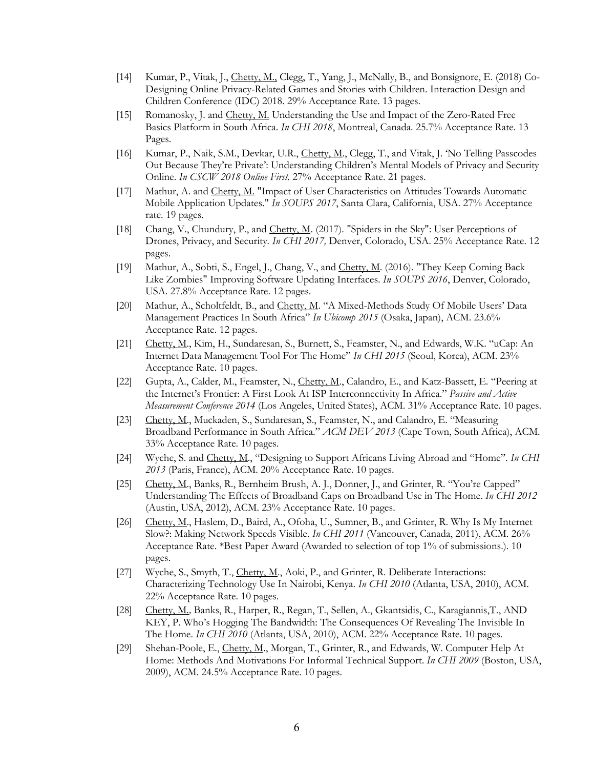[14] Kumar, P., Vitak, J., <u>Chetty, M.,</u> Clegg, T., Yang, J., McNally, B., and Bonsignore, E. (2018) Co-Designing Online Privacy-Related Games and Stories with Children. Interaction Design and Children Conference (IDC) 2018. 29% Acceptance Rate. 13 pages.

[15] Romanosky, J. and <u>Chetty, M.</u> Understanding the Use and Impact of the Zero-Rated Free Basics Platform in South Africa. *In CHI 2018*, Montreal, Canada. 25.7% Acceptance Rate. 13 Pages.

[16] Kumar, P., Naik, S.M., Devkar, U.R., <u>Chetty, M</u>., Clegg, T., and Vitak, J. 'No Telling Passcodes Out Because They're Private': Understanding Children's Mental Models of Privacy and Security Online. *In CSCW 2018 Online First.* 27% Acceptance Rate. 21 pages.

[17] Mathur, A. and <u>Chetty, M.</u> "Impact of User Characteristics on Attitudes Towards Automatic Mobile Application Updates." *In SOUPS 2017*, Santa Clara, California, USA. 27% Acceptance rate. 19 pages.

[18] Chang, V., Chundury, P., and <u>Chetty, M</u>. (2017). "Spiders in the Sky": User Perceptions of Drones, Privacy, and Security. *In CHI 2017,* Denver, Colorado, USA. 25% Acceptance Rate. 12 pages.

[19] Mathur, A., Sobti, S., Engel, J., Chang, V., and <u>Chetty, M</u>. (2016). "They Keep Coming Back Like Zombies" Improving Software Updating Interfaces. *In SOUPS 2016*, Denver, Colorado, USA. 27.8% Acceptance Rate. 12 pages.

[20] Mathur, A., Scholtfeldt, B., and <u>Chetty, M</u>. "A Mixed-Methods Study Of Mobile Users' Data Management Practices In South Africa" *In Ubicomp 2015* (Osaka, Japan), ACM. 23.6% Acceptance Rate. 12 pages.

[21] <u>Chetty, M</u>., Kim, H., Sundaresan, S., Burnett, S., Feamster, N., and Edwards, W.K. "uCap: An Internet Data Management Tool For The Home" *In CHI 2015* (Seoul, Korea), ACM. 23% Acceptance Rate. 10 pages.

[22] Gupta, A., Calder, M., Feamster, N., <u>Chetty, M</u>., Calandro, E., and Katz-Bassett, E. "Peering at the Internet's Frontier: A First Look At ISP Interconnectivity In Africa." *Passive and Active Measurement Conference 2014* (Los Angeles, United States), ACM. 31% Acceptance Rate. 10 pages.

[23] <u>Chetty, M</u>., Muckaden, S., Sundaresan, S., Feamster, N., and Calandro, E. "Measuring Broadband Performance in South Africa." *ACM DEV 2013* (Cape Town, South Africa), ACM. 33% Acceptance Rate. 10 pages.

[24] Wyche, S. and <u>Chetty, M</u>., "Designing to Support Africans Living Abroad and "Home". *In CHI 2013* (Paris, France), ACM. 20% Acceptance Rate. 10 pages.

[25] <u>Chetty, M</u>., Banks, R., Bernheim Brush, A. J., Donner, J., and Grinter, R. "You're Capped" Understanding The Effects of Broadband Caps on Broadband Use in The Home. *In CHI 2012* (Austin, USA, 2012), ACM. 23% Acceptance Rate. 10 pages.

[26] <u>Chetty, M</u>., Haslem, D., Baird, A., Ofoha, U., Sumner, B., and Grinter, R. Why Is My Internet Slow?: Making Network Speeds Visible. *In CHI 2011* (Vancouver, Canada, 2011), ACM. 26% Acceptance Rate. *Best Paper Award (Awarded to selection of top 1% of submissions.). 10 pages.

[27] Wyche, S., Smyth, T., <u>Chetty, M</u>., Aoki, P., and Grinter, R. Deliberate Interactions: Characterizing Technology Use In Nairobi, Kenya. *In CHI 2010* (Atlanta, USA, 2010), ACM. 22% Acceptance Rate. 10 pages.

[28] <u>Chetty, M.</u>, Banks, R., Harper, R., Regan, T., Sellen, A., Gkantsidis, C., Karagiannis,T., AND KEY, P. Who's Hogging The Bandwidth: The Consequences Of Revealing The Invisible In The Home. *In CHI 2010* (Atlanta, USA, 2010), ACM. 22% Acceptance Rate. 10 pages.

[29] Shehan-Poole, E., <u>Chetty, M</u>., Morgan, T., Grinter, R., and Edwards, W. Computer Help At Home: Methods And Motivations For Informal Technical Support. *In CHI 2009* (Boston, USA, 2009), ACM. 24.5% Acceptance Rate. 10 pages.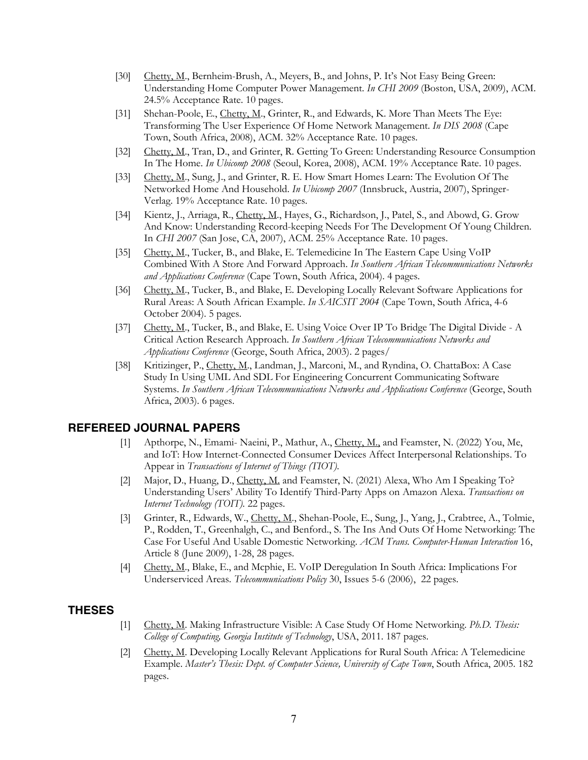[30] <u>Chetty, M</u>., Bernheim-Brush, A., Meyers, B., and Johns, P. It's Not Easy Being Green: Understanding Home Computer Power Management. *In CHI 2009* (Boston, USA, 2009), ACM. 24.5% Acceptance Rate. 10 pages.

[31] Shehan-Poole, E., <u>Chetty, M</u>., Grinter, R., and Edwards, K. More Than Meets The Eye: Transforming The User Experience Of Home Network Management. *In DIS 2008* (Cape Town, South Africa, 2008), ACM. 32% Acceptance Rate. 10 pages.

[32] <u>Chetty, M</u>., Tran, D., and Grinter, R. Getting To Green: Understanding Resource Consumption In The Home. *In Ubicomp 2008* (Seoul, Korea, 2008), ACM. 19% Acceptance Rate. 10 pages.

[33] <u>Chetty, M</u>., Sung, J., and Grinter, R. E. How Smart Homes Learn: The Evolution Of The Networked Home And Household. *In Ubicomp 2007* (Innsbruck, Austria, 2007), Springer-Verlag. 19% Acceptance Rate. 10 pages.

[34] Kientz, J., Arriaga, R., <u>Chetty, M</u>., Hayes, G., Richardson, J., Patel, S., and Abowd, G. Grow And Know: Understanding Record-keeping Needs For The Development Of Young Children. In *CHI 2007* (San Jose, CA, 2007), ACM. 25% Acceptance Rate. 10 pages.

[35] <u>Chetty, M</u>., Tucker, B., and Blake, E. Telemedicine In The Eastern Cape Using VoIP Combined With A Store And Forward Approach. *In Southern African Telecommunications Networks and Applications Conference* (Cape Town, South Africa, 2004). 4 pages.

[36] <u>Chetty, M</u>., Tucker, B., and Blake, E. Developing Locally Relevant Software Applications for Rural Areas: A South African Example. *In SAICSIT 2004* (Cape Town, South Africa, 4-6 October 2004). 5 pages.

[37] <u>Chetty, M</u>., Tucker, B., and Blake, E. Using Voice Over IP To Bridge The Digital Divide - A Critical Action Research Approach. *In Southern African Telecommunications Networks and Applications Conference* (George, South Africa, 2003). 2 pages/

[38] Kritizinger, P., <u>Chetty, M</u>., Landman, J., Marconi, M., and Ryndina, O. ChattaBox: A Case Study In Using UML And SDL For Engineering Concurrent Communicating Software Systems. *In Southern African Telecommunications Networks and Applications Conference* (George, South Africa, 2003). 6 pages.

## REFEREED JOURNAL PAPERS

[1] Apthorpe, N., Emami- Naeini, P., Mathur, A., <u>Chetty, M.,</u> and Feamster, N. (2022) You, Me, and IoT: How Internet-Connected Consumer Devices Affect Interpersonal Relationships. To Appear in *Transactions of Internet of Things (TIOT).*

[2] Major, D., Huang, D., <u>Chetty, M.</u> and Feamster, N. (2021) Alexa, Who Am I Speaking To? Understanding Users' Ability To Identify Third-Party Apps on Amazon Alexa. *Transactions on Internet Technology (TOIT).* 22 pages.

[3] Grinter, R., Edwards, W., <u>Chetty, M</u>., Shehan-Poole, E., Sung, J., Yang, J., Crabtree, A., Tolmie, P., Rodden, T., Greenhalgh, C., and Benford., S. The Ins And Outs Of Home Networking: The Case For Useful And Usable Domestic Networking. *ACM Trans. Computer-Human Interaction* 16, Article 8 (June 2009), 1-28, 28 pages.

[4] <u>Chetty, M</u>., Blake, E., and Mcphie, E. VoIP Deregulation In South Africa: Implications For Underserviced Areas. *Telecommunications Policy* 30, Issues 5-6 (2006), 22 pages.

## THESES

[1] <u>Chetty, M</u>. Making Infrastructure Visible: A Case Study Of Home Networking. *Ph.D. Thesis: College of Computing, Georgia Institute of Technology*, USA, 2011. 187 pages.

[2] <u>Chetty, M</u>. Developing Locally Relevant Applications for Rural South Africa: A Telemedicine Example. *Master's Thesis: Dept. of Computer Science, University of Cape Town*, South Africa, 2005. 182 pages.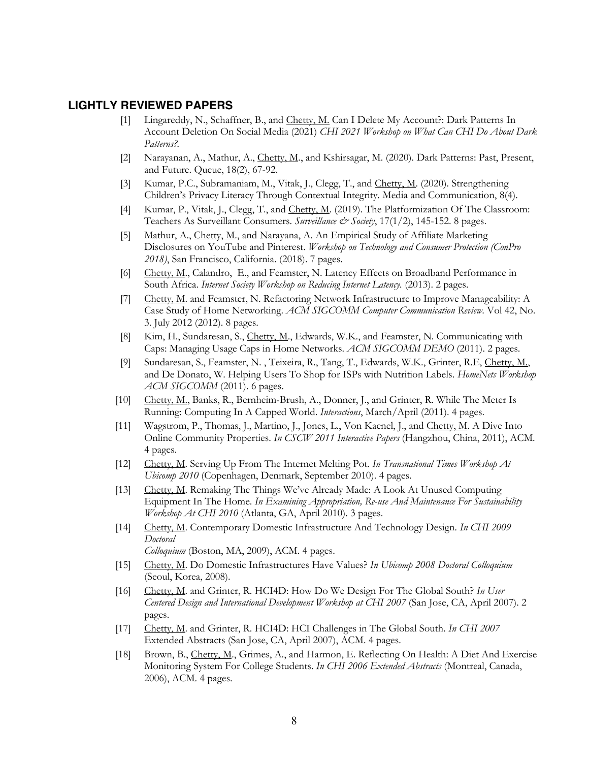## LIGHTLY REVIEWED PAPERS

[1] Lingareddy, N., Schaffner, B., and Chetty, M. Can I Delete My Account?: Dark Patterns In Account Deletion On Social Media (2021) *CHI 2021 Workshop on What Can CHI Do About Dark Patterns?*.

[2] Narayanan, A., Mathur, A., Chetty, M., and Kshirsagar, M. (2020). Dark Patterns: Past, Present, and Future. Queue, 18(2), 67-92.

[3] Kumar, P.C., Subramaniam, M., Vitak, J., Clegg, T., and Chetty, M. (2020). Strengthening Children's Privacy Literacy Through Contextual Integrity. Media and Communication, 8(4).

[4] Kumar, P., Vitak, J., Clegg, T., and Chetty, M. (2019). The Platformization Of The Classroom: Teachers As Surveillant Consumers. *Surveillance & Society*, 17(1/2), 145-152. 8 pages.

[5] Mathur, A., Chetty, M., and Narayana, A. An Empirical Study of Affiliate Marketing Disclosures on YouTube and Pinterest. *Workshop on Technology and Consumer Protection (ConPro 2018)*, San Francisco, California. (2018). 7 pages.

[6] Chetty, M., Calandro, E., and Feamster, N. Latency Effects on Broadband Performance in South Africa. *Internet Society Workshop on Reducing Internet Latency.* (2013). 2 pages.

[7] Chetty, M. and Feamster, N. Refactoring Network Infrastructure to Improve Manageability: A Case Study of Home Networking. *ACM SIGCOMM Computer Communication Review*. Vol 42, No. 3. July 2012 (2012). 8 pages.

[8] Kim, H., Sundaresan, S., Chetty, M., Edwards, W.K., and Feamster, N. Communicating with Caps: Managing Usage Caps in Home Networks. *ACM SIGCOMM DEMO* (2011). 2 pages.

[9] Sundaresan, S., Feamster, N. , Teixeira, R., Tang, T., Edwards, W.K., Grinter, R.E, Chetty, M., and De Donato, W. Helping Users To Shop for ISPs with Nutrition Labels. *HomeNets Workshop ACM SIGCOMM* (2011). 6 pages.

[10] Chetty, M., Banks, R., Bernheim-Brush, A., Donner, J., and Grinter, R. While The Meter Is Running: Computing In A Capped World. *Interactions*, March/April (2011). 4 pages.

[11] Wagstrom, P., Thomas, J., Martino, J., Jones, L., Von Kaenel, J., and Chetty, M. A Dive Into Online Community Properties. *In CSCW 2011 Interactive Papers* (Hangzhou, China, 2011), ACM. 4 pages.

[12] Chetty, M. Serving Up From The Internet Melting Pot. *In Transnational Times Workshop At Ubicomp 2010* (Copenhagen, Denmark, September 2010). 4 pages.

[13] Chetty, M. Remaking The Things We've Already Made: A Look At Unused Computing Equipment In The Home. *In Examining Appropriation, Re-use And Maintenance For Sustainability Workshop At CHI 2010* (Atlanta, GA, April 2010). 3 pages.

[14] Chetty, M. Contemporary Domestic Infrastructure And Technology Design. *In CHI 2009 Doctoral Colloquium* (Boston, MA, 2009), ACM. 4 pages.

[15] Chetty, M. Do Domestic Infrastructures Have Values? *In Ubicomp 2008 Doctoral Colloquium* (Seoul, Korea, 2008).

[16] Chetty, M. and Grinter, R. HCI4D: How Do We Design For The Global South? *In User Centered Design and International Development Workshop at CHI 2007* (San Jose, CA, April 2007). 2 pages.

[17] Chetty, M. and Grinter, R. HCI4D: HCI Challenges in The Global South. *In CHI 2007* Extended Abstracts (San Jose, CA, April 2007), ACM. 4 pages.

[18] Brown, B., Chetty, M., Grimes, A., and Harmon, E. Reflecting On Health: A Diet And Exercise Monitoring System For College Students. *In CHI 2006 Extended Abstracts* (Montreal, Canada, 2006), ACM. 4 pages.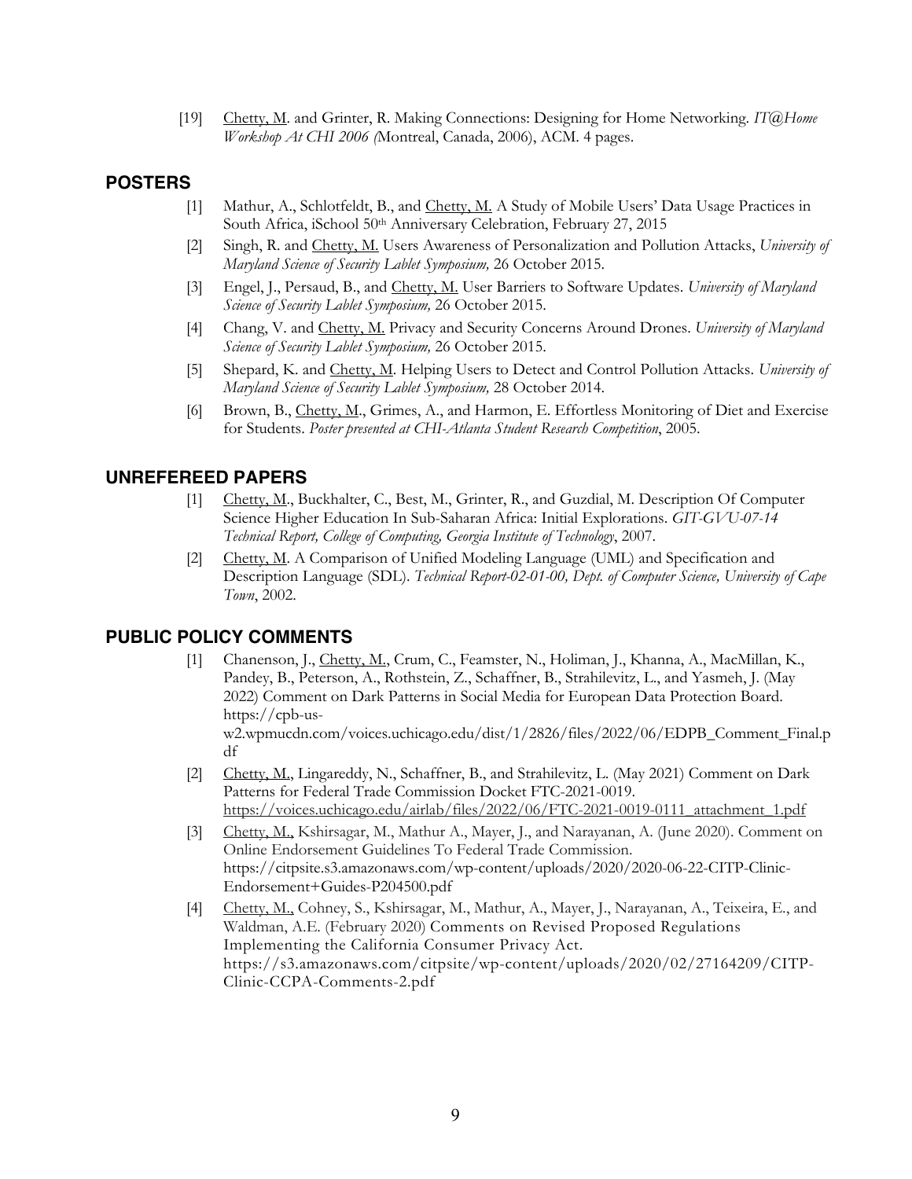[19] Chetty, M. and Grinter, R. Making Connections: Designing for Home Networking. *IT@Home Workshop At CHI 2006 (*Montreal, Canada, 2006), ACM. 4 pages.

## POSTERS

[1] Mathur, A., Schlotfeldt, B., and Chetty, M. A Study of Mobile Users' Data Usage Practices in South Africa, iSchool 50th Anniversary Celebration, February 27, 2015

[2] Singh, R. and Chetty, M. Users Awareness of Personalization and Pollution Attacks, *University of Maryland Science of Security Lablet Symposium,* 26 October 2015.

[3] Engel, J., Persaud, B., and Chetty, M. User Barriers to Software Updates. *University of Maryland Science of Security Lablet Symposium,* 26 October 2015.

[4] Chang, V. and Chetty, M. Privacy and Security Concerns Around Drones. *University of Maryland Science of Security Lablet Symposium,* 26 October 2015.

[5] Shepard, K. and Chetty, M. Helping Users to Detect and Control Pollution Attacks. *University of Maryland Science of Security Lablet Symposium,* 28 October 2014.

[6] Brown, B., Chetty, M., Grimes, A., and Harmon, E. Effortless Monitoring of Diet and Exercise for Students. *Poster presented at CHI-Atlanta Student Research Competition*, 2005.

## UNREFEREED PAPERS

[1] Chetty, M., Buckhalter, C., Best, M., Grinter, R., and Guzdial, M. Description Of Computer Science Higher Education In Sub-Saharan Africa: Initial Explorations. *GIT-GVU-07-14 Technical Report, College of Computing, Georgia Institute of Technology*, 2007.

[2] Chetty, M. A Comparison of Unified Modeling Language (UML) and Specification and Description Language (SDL). *Technical Report-02-01-00, Dept. of Computer Science, University of Cape Town*, 2002.

## PUBLIC POLICY COMMENTS

[1] Chanenson, J., Chetty, M., Crum, C., Feamster, N., Holiman, J., Khanna, A., MacMillan, K., Pandey, B., Peterson, A., Rothstein, Z., Schaffner, B., Strahilevitz, L., and Yasmeh, J. (May 2022) Comment on Dark Patterns in Social Media for European Data Protection Board. https://cpb-us-w2.wpmucdn.com/voices.uchicago.edu/dist/1/2826/files/2022/06/EDPB_Comment_Final.pdf

[2] Chetty, M., Lingareddy, N., Schaffner, B., and Strahilevitz, L. (May 2021) Comment on Dark Patterns for Federal Trade Commission Docket FTC-2021-0019. https://voices.uchicago.edu/airlab/files/2022/06/FTC-2021-0019-0111_attachment_1.pdf

[3] Chetty, M., Kshirsagar, M., Mathur A., Mayer, J., and Narayanan, A. (June 2020). Comment on Online Endorsement Guidelines To Federal Trade Commission. https://citpsite.s3.amazonaws.com/wp-content/uploads/2020/2020-06-22-CITP-Clinic-Endorsement+Guides-P204500.pdf

[4] Chetty, M., Cohney, S., Kshirsagar, M., Mathur, A., Mayer, J., Narayanan, A., Teixeira, E., and Waldman, A.E. (February 2020) Comments on Revised Proposed Regulations Implementing the California Consumer Privacy Act. https://s3.amazonaws.com/citpsite/wp-content/uploads/2020/02/27164209/CITP-Clinic-CCPA-Comments-2.pdf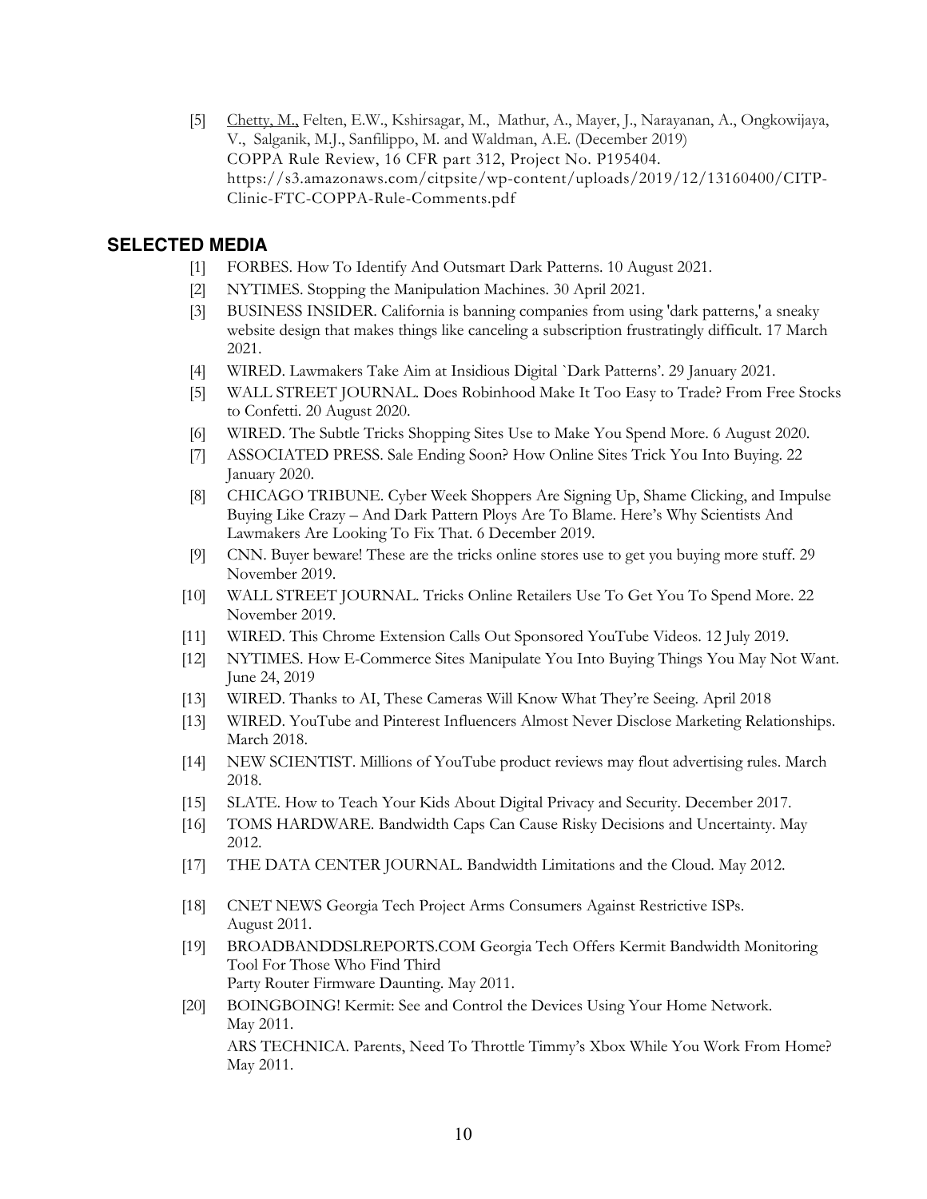[5] Chetty, M., Felten, E.W., Kshirsagar, M., Mathur, A., Mayer, J., Narayanan, A., Ongkowijaya, V., Salganik, M.J., Sanfilippo, M. and Waldman, A.E. (December 2019) COPPA Rule Review, 16 CFR part 312, Project No. P195404. https://s3.amazonaws.com/citpsite/wp-content/uploads/2019/12/13160400/CITP-Clinic-FTC-COPPA-Rule-Comments.pdf

## SELECTED MEDIA

[1] FORBES. How To Identify And Outsmart Dark Patterns. 10 August 2021.

[2] NYTIMES. Stopping the Manipulation Machines. 30 April 2021.

[3] BUSINESS INSIDER. California is banning companies from using 'dark patterns,' a sneaky website design that makes things like canceling a subscription frustratingly difficult. 17 March 2021.

[4] WIRED. Lawmakers Take Aim at Insidious Digital `Dark Patterns'. 29 January 2021.

[5] WALL STREET JOURNAL. Does Robinhood Make It Too Easy to Trade? From Free Stocks to Confetti. 20 August 2020.

[6] WIRED. The Subtle Tricks Shopping Sites Use to Make You Spend More. 6 August 2020.

[7] ASSOCIATED PRESS. Sale Ending Soon? How Online Sites Trick You Into Buying. 22 January 2020.

[8] CHICAGO TRIBUNE. Cyber Week Shoppers Are Signing Up, Shame Clicking, and Impulse Buying Like Crazy – And Dark Pattern Ploys Are To Blame. Here's Why Scientists And Lawmakers Are Looking To Fix That. 6 December 2019.

[9] CNN. Buyer beware! These are the tricks online stores use to get you buying more stuff. 29 November 2019.

[10] WALL STREET JOURNAL. Tricks Online Retailers Use To Get You To Spend More. 22 November 2019.

[11] WIRED. This Chrome Extension Calls Out Sponsored YouTube Videos. 12 July 2019.

[12] NYTIMES. How E-Commerce Sites Manipulate You Into Buying Things You May Not Want. June 24, 2019

[13] WIRED. Thanks to AI, These Cameras Will Know What They're Seeing. April 2018

[13] WIRED. YouTube and Pinterest Influencers Almost Never Disclose Marketing Relationships. March 2018.

[14] NEW SCIENTIST. Millions of YouTube product reviews may flout advertising rules. March 2018.

[15] SLATE. How to Teach Your Kids About Digital Privacy and Security. December 2017.

[16] TOMS HARDWARE. Bandwidth Caps Can Cause Risky Decisions and Uncertainty. May 2012.

[17] THE DATA CENTER JOURNAL. Bandwidth Limitations and the Cloud. May 2012.

[18] CNET NEWS Georgia Tech Project Arms Consumers Against Restrictive ISPs. August 2011.

[19] BROADBANDDSLREPORTS.COM Georgia Tech Offers Kermit Bandwidth Monitoring Tool For Those Who Find Third Party Router Firmware Daunting. May 2011.

[20] BOINGBOING! Kermit: See and Control the Devices Using Your Home Network. May 2011.

ARS TECHNICA. Parents, Need To Throttle Timmy's Xbox While You Work From Home? May 2011.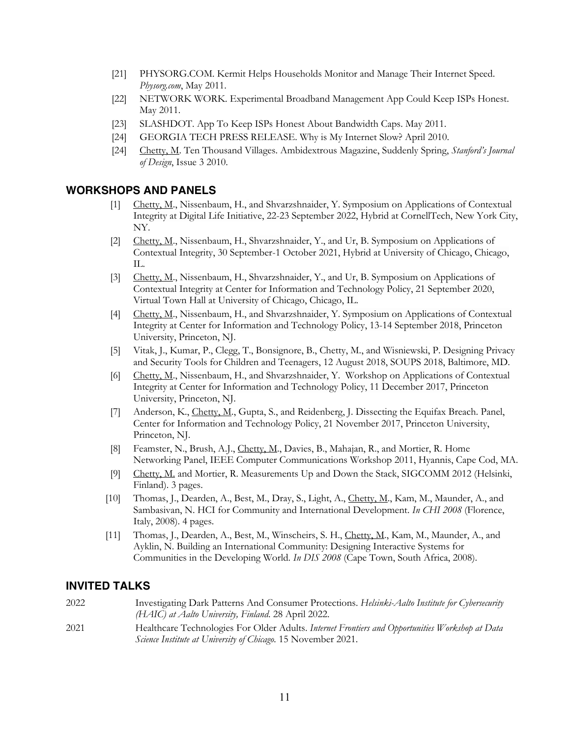[21] PHYSORG.COM. Kermit Helps Households Monitor and Manage Their Internet Speed. *Physorg.com*, May 2011.

[22] NETWORK WORK. Experimental Broadband Management App Could Keep ISPs Honest. May 2011.

[23] SLASHDOT. App To Keep ISPs Honest About Bandwidth Caps. May 2011.

[24] GEORGIA TECH PRESS RELEASE. Why is My Internet Slow? April 2010.

[24] Chetty, M. Ten Thousand Villages. Ambidextrous Magazine, Suddenly Spring, *Stanford's Journal of Design*, Issue 3 2010.

## WORKSHOPS AND PANELS

[1] Chetty, M., Nissenbaum, H., and Shvarzshnaider, Y. Symposium on Applications of Contextual Integrity at Digital Life Initiative, 22-23 September 2022, Hybrid at CornellTech, New York City, NY.

[2] Chetty, M., Nissenbaum, H., Shvarzshnaider, Y., and Ur, B. Symposium on Applications of Contextual Integrity, 30 September-1 October 2021, Hybrid at University of Chicago, Chicago, IL.

[3] Chetty, M., Nissenbaum, H., Shvarzshnaider, Y., and Ur, B. Symposium on Applications of Contextual Integrity at Center for Information and Technology Policy, 21 September 2020, Virtual Town Hall at University of Chicago, Chicago, IL.

[4] Chetty, M., Nissenbaum, H., and Shvarzshnaider, Y. Symposium on Applications of Contextual Integrity at Center for Information and Technology Policy, 13-14 September 2018, Princeton University, Princeton, NJ.

[5] Vitak, J., Kumar, P., Clegg, T., Bonsignore, B., Chetty, M., and Wisniewski, P. Designing Privacy and Security Tools for Children and Teenagers, 12 August 2018, SOUPS 2018, Baltimore, MD.

[6] Chetty, M., Nissenbaum, H., and Shvarzshnaider, Y. Workshop on Applications of Contextual Integrity at Center for Information and Technology Policy, 11 December 2017, Princeton University, Princeton, NJ.

[7] Anderson, K., Chetty, M., Gupta, S., and Reidenberg, J. Dissecting the Equifax Breach. Panel, Center for Information and Technology Policy, 21 November 2017, Princeton University, Princeton, NJ.

[8] Feamster, N., Brush, A.J., Chetty, M., Davies, B., Mahajan, R., and Mortier, R. Home Networking Panel, IEEE Computer Communications Workshop 2011, Hyannis, Cape Cod, MA.

[9] Chetty, M. and Mortier, R. Measurements Up and Down the Stack, SIGCOMM 2012 (Helsinki, Finland). 3 pages.

[10] Thomas, J., Dearden, A., Best, M., Dray, S., Light, A., Chetty, M., Kam, M., Maunder, A., and Sambasivan, N. HCI for Community and International Development. *In CHI 2008* (Florence, Italy, 2008). 4 pages.

[11] Thomas, J., Dearden, A., Best, M., Winscheirs, S. H., Chetty, M., Kam, M., Maunder, A., and Ayklin, N. Building an International Community: Designing Interactive Systems for Communities in the Developing World. *In DIS 2008* (Cape Town, South Africa, 2008).

## INVITED TALKS

2022 Investigating Dark Patterns And Consumer Protections. *Helsinki-Aalto Institute for Cybersecurity (HAIC) at Aalto University, Finland.* 28 April 2022.

2021 Healthcare Technologies For Older Adults. *Internet Frontiers and Opportunities Workshop at Data Science Institute at University of Chicago.* 15 November 2021.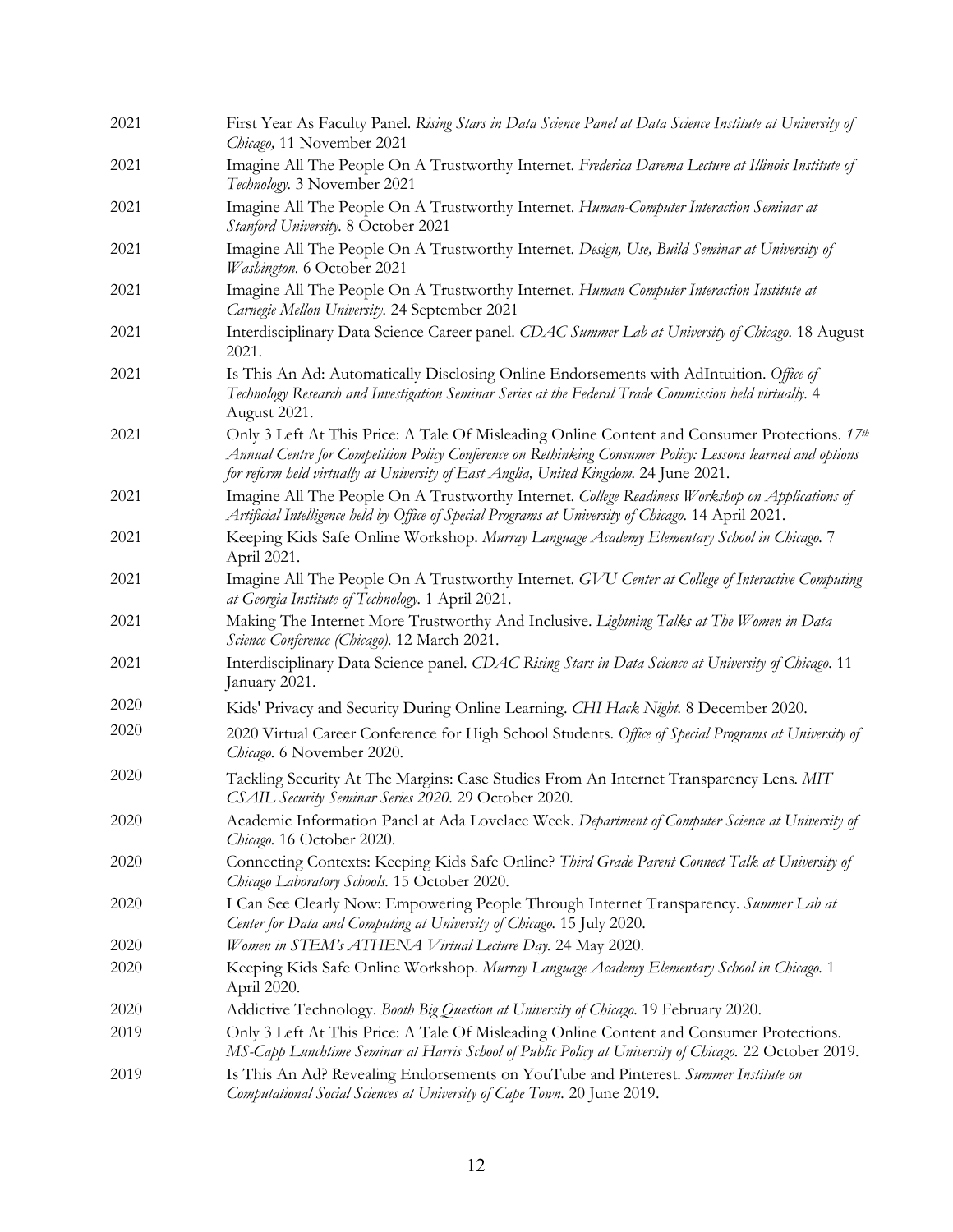| | |
|---|---|
| 2021 | First Year As Faculty Panel. *Rising Stars in Data Science Panel at Data Science Institute at University of Chicago,* 11 November 2021 |
| 2021 | Imagine All The People On A Trustworthy Internet. *Frederica Darema Lecture at Illinois Institute of Technology.* 3 November 2021 |
| 2021 | Imagine All The People On A Trustworthy Internet. *Human-Computer Interaction Seminar at Stanford University.* 8 October 2021 |
| 2021 | Imagine All The People On A Trustworthy Internet. *Design, Use, Build Seminar at University of Washington.* 6 October 2021 |
| 2021 | Imagine All The People On A Trustworthy Internet. *Human Computer Interaction Institute at Carnegie Mellon University.* 24 September 2021 |
| 2021 | Interdisciplinary Data Science Career panel. *CDAC Summer Lab at University of Chicago.* 18 August 2021. |
| 2021 | Is This An Ad: Automatically Disclosing Online Endorsements with AdIntuition. *Office of Technology Research and Investigation Seminar Series at the Federal Trade Commission held virtually.* 4 August 2021. |
| 2021 | Only 3 Left At This Price: A Tale Of Misleading Online Content and Consumer Protections. *17th Annual Centre for Competition Policy Conference on Rethinking Consumer Policy: Lessons learned and options for reform held virtually at University of East Anglia, United Kingdom.* 24 June 2021. |
| 2021 | Imagine All The People On A Trustworthy Internet. *College Readiness Workshop on Applications of Artificial Intelligence held by Office of Special Programs at University of Chicago.* 14 April 2021. |
| 2021 | Keeping Kids Safe Online Workshop. *Murray Language Academy Elementary School in Chicago.* 7 April 2021. |
| 2021 | Imagine All The People On A Trustworthy Internet. *GVU Center at College of Interactive Computing at Georgia Institute of Technology.* 1 April 2021. |
| 2021 | Making The Internet More Trustworthy And Inclusive. *Lightning Talks at The Women in Data Science Conference (Chicago).* 12 March 2021. |
| 2021 | Interdisciplinary Data Science panel. *CDAC Rising Stars in Data Science at University of Chicago.* 11 January 2021. |
| 2020 | Kids' Privacy and Security During Online Learning. *CHI Hack Night.* 8 December 2020. |
| 2020 | 2020 Virtual Career Conference for High School Students. *Office of Special Programs at University of Chicago.* 6 November 2020. |
| 2020 | Tackling Security At The Margins: Case Studies From An Internet Transparency Lens. *MIT CSAIL Security Seminar Series 2020.* 29 October 2020. |
| 2020 | Academic Information Panel at Ada Lovelace Week. *Department of Computer Science at University of Chicago.* 16 October 2020. |
| 2020 | Connecting Contexts: Keeping Kids Safe Online? *Third Grade Parent Connect Talk at University of Chicago Laboratory Schools.* 15 October 2020. |
| 2020 | I Can See Clearly Now: Empowering People Through Internet Transparency. *Summer Lab at Center for Data and Computing at University of Chicago.* 15 July 2020. |
| 2020 | *Women in STEM's ATHENA Virtual Lecture Day.* 24 May 2020. |
| 2020 | Keeping Kids Safe Online Workshop. *Murray Language Academy Elementary School in Chicago.* 1 April 2020. |
| 2020 | Addictive Technology. *Booth Big Question at University of Chicago.* 19 February 2020. |
| 2019 | Only 3 Left At This Price: A Tale Of Misleading Online Content and Consumer Protections. *MS-Capp Lunchtime Seminar at Harris School of Public Policy at University of Chicago.* 22 October 2019. |
| 2019 | Is This An Ad? Revealing Endorsements on YouTube and Pinterest. *Summer Institute on Computational Social Sciences at University of Cape Town.* 20 June 2019. |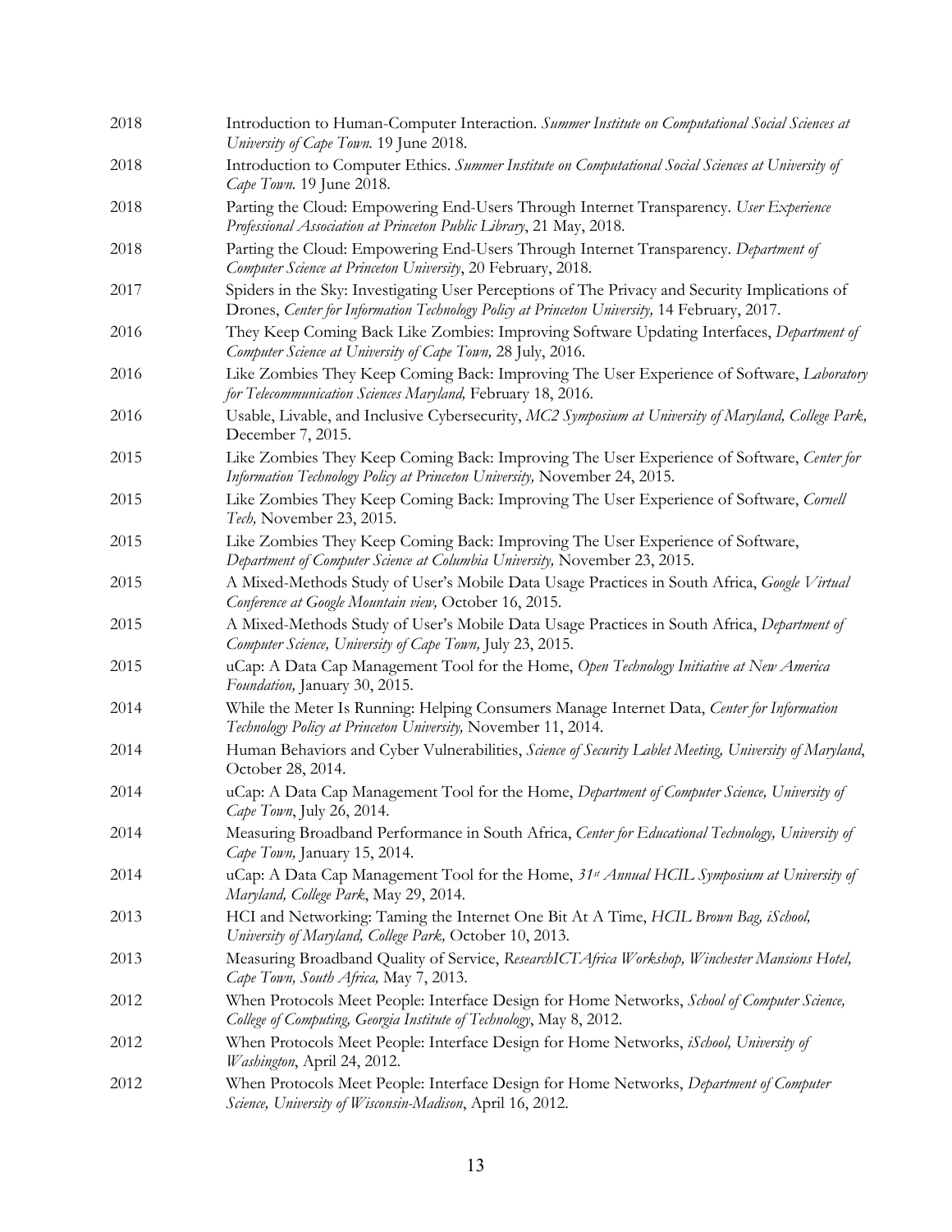| | |
|---|---|
| 2018 | Introduction to Human-Computer Interaction. *Summer Institute on Computational Social Sciences at University of Cape Town.* 19 June 2018. |
| 2018 | Introduction to Computer Ethics. *Summer Institute on Computational Social Sciences at University of Cape Town.* 19 June 2018. |
| 2018 | Parting the Cloud: Empowering End-Users Through Internet Transparency. *User Experience Professional Association at Princeton Public Library*, 21 May, 2018. |
| 2018 | Parting the Cloud: Empowering End-Users Through Internet Transparency. *Department of Computer Science at Princeton University*, 20 February, 2018. |
| 2017 | Spiders in the Sky: Investigating User Perceptions of The Privacy and Security Implications of Drones, *Center for Information Technology Policy at Princeton University,* 14 February, 2017. |
| 2016 | They Keep Coming Back Like Zombies: Improving Software Updating Interfaces, *Department of Computer Science at University of Cape Town,* 28 July, 2016. |
| 2016 | Like Zombies They Keep Coming Back: Improving The User Experience of Software, *Laboratory for Telecommunication Sciences Maryland,* February 18, 2016. |
| 2016 | Usable, Livable, and Inclusive Cybersecurity, *MC2 Symposium at University of Maryland, College Park,* December 7, 2015. |
| 2015 | Like Zombies They Keep Coming Back: Improving The User Experience of Software, *Center for Information Technology Policy at Princeton University,* November 24, 2015. |
| 2015 | Like Zombies They Keep Coming Back: Improving The User Experience of Software, *Cornell Tech,* November 23, 2015. |
| 2015 | Like Zombies They Keep Coming Back: Improving The User Experience of Software, *Department of Computer Science at Columbia University,* November 23, 2015. |
| 2015 | A Mixed-Methods Study of User's Mobile Data Usage Practices in South Africa, *Google Virtual Conference at Google Mountain view,* October 16, 2015. |
| 2015 | A Mixed-Methods Study of User's Mobile Data Usage Practices in South Africa, *Department of Computer Science, University of Cape Town,* July 23, 2015. |
| 2015 | uCap: A Data Cap Management Tool for the Home, *Open Technology Initiative at New America Foundation,* January 30, 2015. |
| 2014 | While the Meter Is Running: Helping Consumers Manage Internet Data, *Center for Information Technology Policy at Princeton University,* November 11, 2014. |
| 2014 | Human Behaviors and Cyber Vulnerabilities, *Science of Security Lablet Meeting, University of Maryland*, October 28, 2014. |
| 2014 | uCap: A Data Cap Management Tool for the Home, *Department of Computer Science, University of Cape Town*, July 26, 2014. |
| 2014 | Measuring Broadband Performance in South Africa, *Center for Educational Technology, University of Cape Town,* January 15, 2014. |
| 2014 | uCap: A Data Cap Management Tool for the Home, *31st Annual HCIL Symposium at University of Maryland, College Park*, May 29, 2014. |
| 2013 | HCI and Networking: Taming the Internet One Bit At A Time, *HCIL Brown Bag, iSchool, University of Maryland, College Park,* October 10, 2013. |
| 2013 | Measuring Broadband Quality of Service, *ResearchICTAfrica Workshop, Winchester Mansions Hotel, Cape Town, South Africa,* May 7, 2013. |
| 2012 | When Protocols Meet People: Interface Design for Home Networks, *School of Computer Science, College of Computing, Georgia Institute of Technology*, May 8, 2012. |
| 2012 | When Protocols Meet People: Interface Design for Home Networks, *iSchool, University of Washington*, April 24, 2012. |
| 2012 | When Protocols Meet People: Interface Design for Home Networks, *Department of Computer Science, University of Wisconsin-Madison*, April 16, 2012. |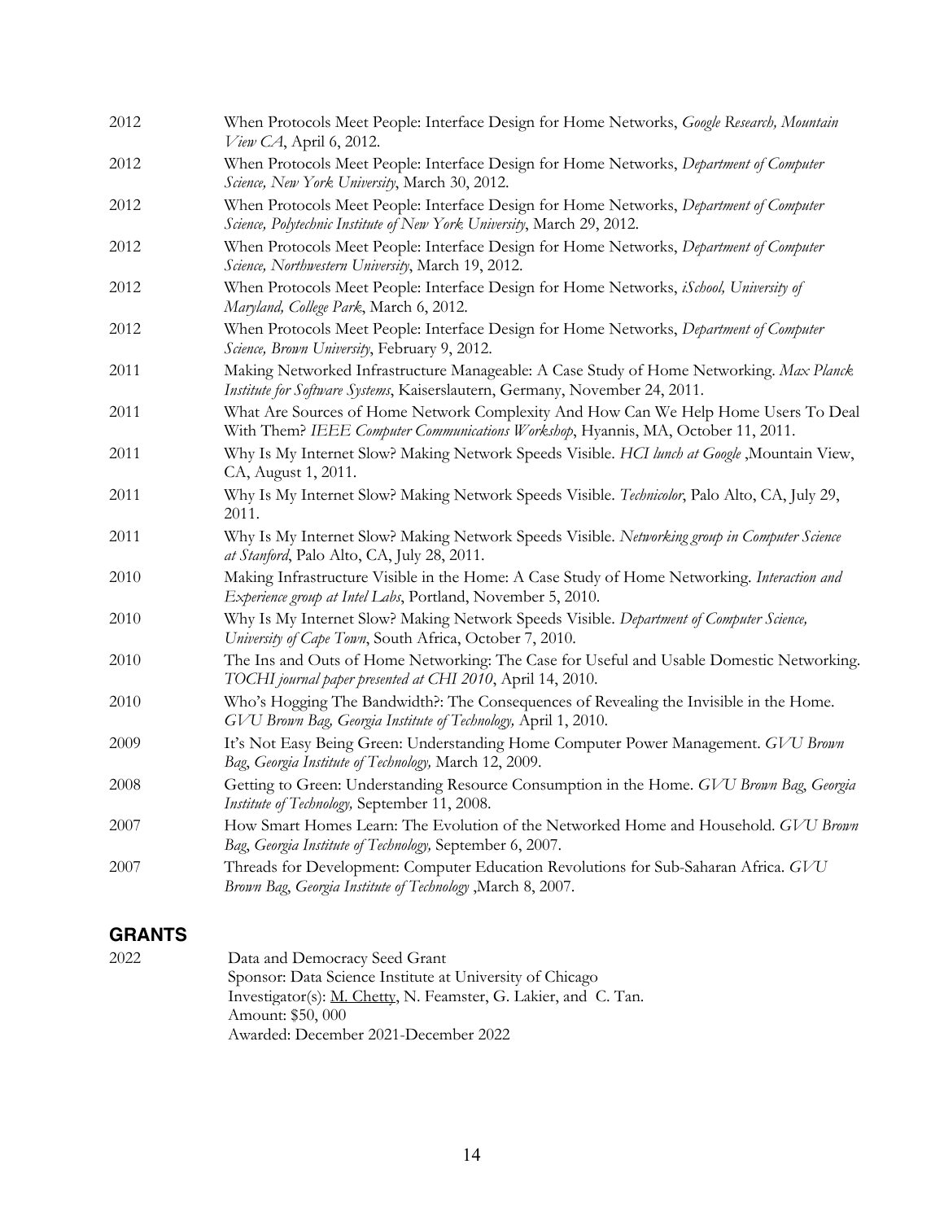2012 When Protocols Meet People: Interface Design for Home Networks, *Google Research, Mountain View CA*, April 6, 2012.

2012 When Protocols Meet People: Interface Design for Home Networks, *Department of Computer Science, New York University*, March 30, 2012.

2012 When Protocols Meet People: Interface Design for Home Networks, *Department of Computer Science, Polytechnic Institute of New York University*, March 29, 2012.

2012 When Protocols Meet People: Interface Design for Home Networks, *Department of Computer Science, Northwestern University*, March 19, 2012.

2012 When Protocols Meet People: Interface Design for Home Networks, *iSchool, University of Maryland, College Park*, March 6, 2012.

2012 When Protocols Meet People: Interface Design for Home Networks, *Department of Computer Science, Brown University*, February 9, 2012.

2011 Making Networked Infrastructure Manageable: A Case Study of Home Networking. *Max Planck Institute for Software Systems*, Kaiserslautern, Germany, November 24, 2011.

2011 What Are Sources of Home Network Complexity And How Can We Help Home Users To Deal With Them? *IEEE Computer Communications Workshop*, Hyannis, MA, October 11, 2011.

2011 Why Is My Internet Slow? Making Network Speeds Visible. *HCI lunch at Google* ,Mountain View, CA, August 1, 2011.

2011 Why Is My Internet Slow? Making Network Speeds Visible. *Technicolor*, Palo Alto, CA, July 29, 2011.

2011 Why Is My Internet Slow? Making Network Speeds Visible. *Networking group in Computer Science at Stanford*, Palo Alto, CA, July 28, 2011.

2010 Making Infrastructure Visible in the Home: A Case Study of Home Networking. *Interaction and Experience group at Intel Labs*, Portland, November 5, 2010.

2010 Why Is My Internet Slow? Making Network Speeds Visible. *Department of Computer Science, University of Cape Town*, South Africa, October 7, 2010.

2010 The Ins and Outs of Home Networking: The Case for Useful and Usable Domestic Networking. *TOCHI journal paper presented at CHI 2010*, April 14, 2010.

2010 Who's Hogging The Bandwidth?: The Consequences of Revealing the Invisible in the Home. *GVU Brown Bag, Georgia Institute of Technology,* April 1, 2010.

2009 It's Not Easy Being Green: Understanding Home Computer Power Management. *GVU Brown Bag, Georgia Institute of Technology,* March 12, 2009.

2008 Getting to Green: Understanding Resource Consumption in the Home. *GVU Brown Bag, Georgia Institute of Technology,* September 11, 2008.

2007 How Smart Homes Learn: The Evolution of the Networked Home and Household. *GVU Brown Bag, Georgia Institute of Technology,* September 6, 2007.

2007 Threads for Development: Computer Education Revolutions for Sub-Saharan Africa. *GVU Brown Bag, Georgia Institute of Technology* ,March 8, 2007.

## GRANTS

2022 Data and Democracy Seed Grant
Sponsor: Data Science Institute at University of Chicago
Investigator(s): M. Chetty, N. Feamster, G. Lakier, and C. Tan.
Amount: $50, 000
Awarded: December 2021-December 2022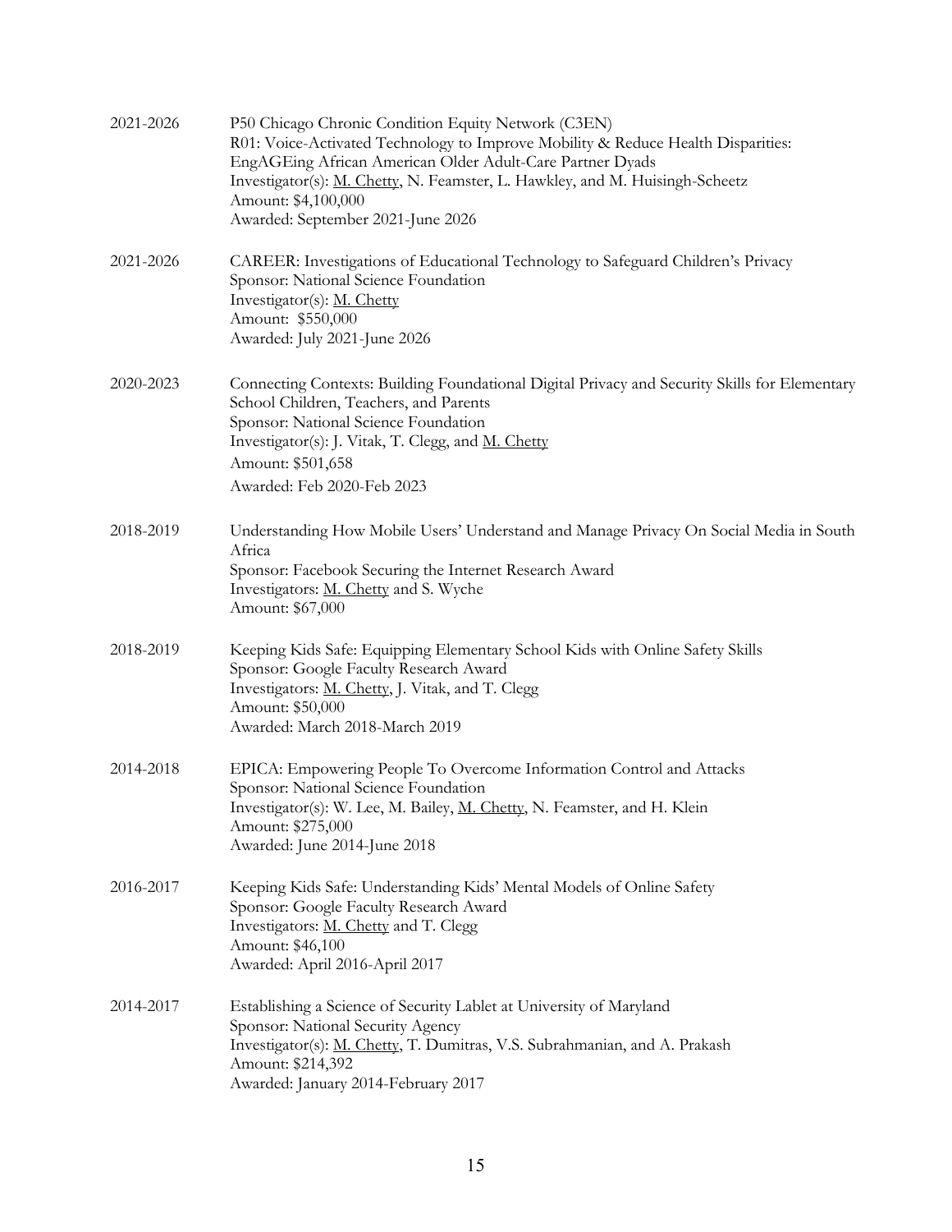2021-2026 P50 Chicago Chronic Condition Equity Network (C3EN)
R01: Voice-Activated Technology to Improve Mobility & Reduce Health Disparities: EngAGEing African American Older Adult-Care Partner Dyads
Investigator(s): <u>M. Chetty</u>, N. Feamster, L. Hawkley, and M. Huisingh-Scheetz
Amount: $4,100,000
Awarded: September 2021-June 2026

2021-2026 CAREER: Investigations of Educational Technology to Safeguard Children's Privacy
Sponsor: National Science Foundation
Investigator(s): <u>M. Chetty</u>
Amount: $550,000
Awarded: July 2021-June 2026

2020-2023 Connecting Contexts: Building Foundational Digital Privacy and Security Skills for Elementary School Children, Teachers, and Parents
Sponsor: National Science Foundation
Investigator(s): J. Vitak, T. Clegg, and <u>M. Chetty</u>
Amount: $501,658
Awarded: Feb 2020-Feb 2023

2018-2019 Understanding How Mobile Users' Understand and Manage Privacy On Social Media in South Africa
Sponsor: Facebook Securing the Internet Research Award
Investigators: <u>M. Chetty</u> and S. Wyche
Amount: $67,000

2018-2019 Keeping Kids Safe: Equipping Elementary School Kids with Online Safety Skills
Sponsor: Google Faculty Research Award
Investigators: <u>M. Chetty</u>, J. Vitak, and T. Clegg
Amount: $50,000
Awarded: March 2018-March 2019

2014-2018 EPICA: Empowering People To Overcome Information Control and Attacks
Sponsor: National Science Foundation
Investigator(s): W. Lee, M. Bailey, <u>M. Chetty</u>, N. Feamster, and H. Klein
Amount: $275,000
Awarded: June 2014-June 2018

2016-2017 Keeping Kids Safe: Understanding Kids' Mental Models of Online Safety
Sponsor: Google Faculty Research Award
Investigators: <u>M. Chetty</u> and T. Clegg
Amount: $46,100
Awarded: April 2016-April 2017

2014-2017 Establishing a Science of Security Lablet at University of Maryland
Sponsor: National Security Agency
Investigator(s): <u>M. Chetty</u>, T. Dumitras, V.S. Subrahmanian, and A. Prakash
Amount: $214,392
Awarded: January 2014-February 2017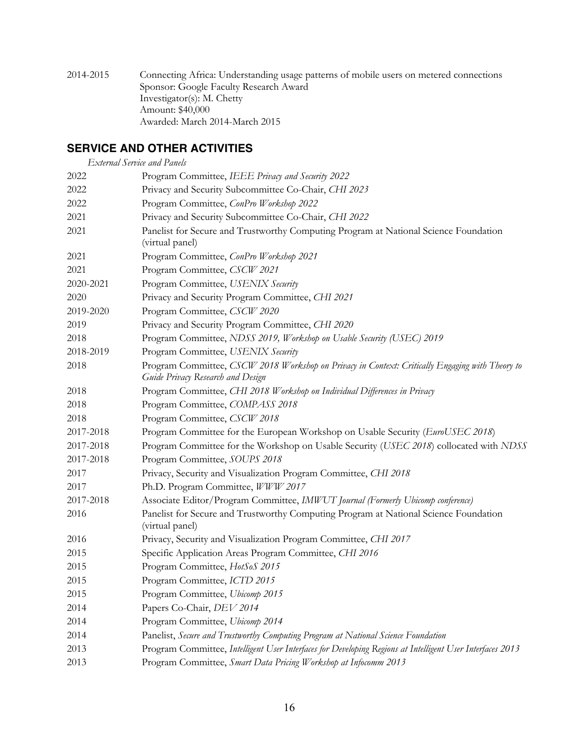2014-2015 Connecting Africa: Understanding usage patterns of mobile users on metered connections
Sponsor: Google Faculty Research Award
Investigator(s): M. Chetty
Amount: $40,000
Awarded: March 2014-March 2015

## SERVICE AND OTHER ACTIVITIES

*External Service and Panels*

| | |
|---|---|
| 2022 | Program Committee, *IEEE Privacy and Security 2022* |
| 2022 | Privacy and Security Subcommittee Co-Chair, *CHI 2023* |
| 2022 | Program Committee, *ConPro Workshop 2022* |
| 2021 | Privacy and Security Subcommittee Co-Chair, *CHI 2022* |
| 2021 | Panelist for Secure and Trustworthy Computing Program at National Science Foundation (virtual panel) |
| 2021 | Program Committee, *ConPro Workshop 2021* |
| 2021 | Program Committee, *CSCW 2021* |
| 2020-2021 | Program Committee, *USENIX Security* |
| 2020 | Privacy and Security Program Committee, *CHI 2021* |
| 2019-2020 | Program Committee, *CSCW 2020* |
| 2019 | Privacy and Security Program Committee, *CHI 2020* |
| 2018 | Program Committee, *NDSS 2019, Workshop on Usable Security (USEC) 2019* |
| 2018-2019 | Program Committee, *USENIX Security* |
| 2018 | Program Committee, *CSCW 2018 Workshop on Privacy in Context: Critically Engaging with Theory to Guide Privacy Research and Design* |
| 2018 | Program Committee, *CHI 2018 Workshop on Individual Differences in Privacy* |
| 2018 | Program Committee, *COMPASS 2018* |
| 2018 | Program Committee, *CSCW 2018* |
| 2017-2018 | Program Committee for the European Workshop on Usable Security (*EuroUSEC 2018*) |
| 2017-2018 | Program Committee for the Workshop on Usable Security (*USEC 2018*) collocated with *NDSS* |
| 2017-2018 | Program Committee, *SOUPS 2018* |
| 2017 | Privacy, Security and Visualization Program Committee, *CHI 2018* |
| 2017 | Ph.D. Program Committee, *WWW 2017* |
| 2017-2018 | Associate Editor/Program Committee, *IMWUT Journal (Formerly Ubicomp conference)* |
| 2016 | Panelist for Secure and Trustworthy Computing Program at National Science Foundation (virtual panel) |
| 2016 | Privacy, Security and Visualization Program Committee, *CHI 2017* |
| 2015 | Specific Application Areas Program Committee, *CHI 2016* |
| 2015 | Program Committee, *HotSoS 2015* |
| 2015 | Program Committee, *ICTD 2015* |
| 2015 | Program Committee, *Ubicomp 2015* |
| 2014 | Papers Co-Chair, *DEV 2014* |
| 2014 | Program Committee, *Ubicomp 2014* |
| 2014 | Panelist, *Secure and Trustworthy Computing Program at National Science Foundation* |
| 2013 | Program Committee, *Intelligent User Interfaces for Developing Regions at Intelligent User Interfaces 2013* |
| 2013 | Program Committee, *Smart Data Pricing Workshop at Infocomm 2013* |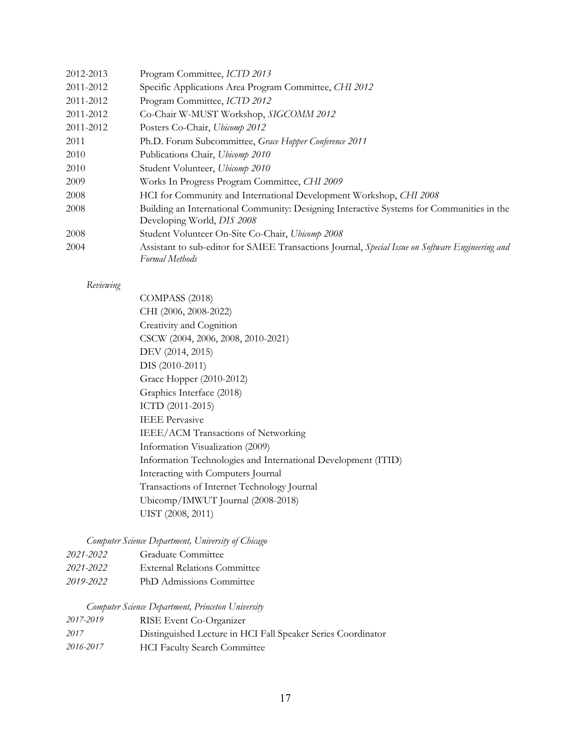| | |
|---|---|
| 2012-2013 | Program Committee, *ICTD 2013* |
| 2011-2012 | Specific Applications Area Program Committee, *CHI 2012* |
| 2011-2012 | Program Committee, *ICTD 2012* |
| 2011-2012 | Co-Chair W-MUST Workshop, *SIGCOMM 2012* |
| 2011-2012 | Posters Co-Chair, *Ubicomp 2012* |
| 2011 | Ph.D. Forum Subcommittee, *Grace Hopper Conference 2011* |
| 2010 | Publications Chair, *Ubicomp 2010* |
| 2010 | Student Volunteer, *Ubicomp 2010* |
| 2009 | Works In Progress Program Committee, *CHI 2009* |
| 2008 | HCI for Community and International Development Workshop, *CHI 2008* |
| 2008 | Building an International Community: Designing Interactive Systems for Communities in the Developing World, *DIS 2008* |
| 2008 | Student Volunteer On-Site Co-Chair, *Ubicomp 2008* |
| 2004 | Assistant to sub-editor for SAIEE Transactions Journal, *Special Issue on Software Engineering and Formal Methods* |

*Reviewing*

- COMPASS (2018)
- CHI (2006, 2008-2022)
- Creativity and Cognition
- CSCW (2004, 2006, 2008, 2010-2021)
- DEV (2014, 2015)
- DIS (2010-2011)
- Grace Hopper (2010-2012)
- Graphics Interface (2018)
- ICTD (2011-2015)
- IEEE Pervasive
- IEEE/ACM Transactions of Networking
- Information Visualization (2009)
- Information Technologies and International Development (ITID)
- Interacting with Computers Journal
- Transactions of Internet Technology Journal
- Ubicomp/IMWUT Journal (2008-2018)
- UIST (2008, 2011)

*Computer Science Department, University of Chicago*

| | |
|---|---|
| *2021-2022* | Graduate Committee |
| *2021-2022* | External Relations Committee |
| *2019-2022* | PhD Admissions Committee |

*Computer Science Department, Princeton University*

| | |
|---|---|
| *2017-2019* | RISE Event Co-Organizer |
| *2017* | Distinguished Lecture in HCI Fall Speaker Series Coordinator |
| *2016-2017* | HCI Faculty Search Committee |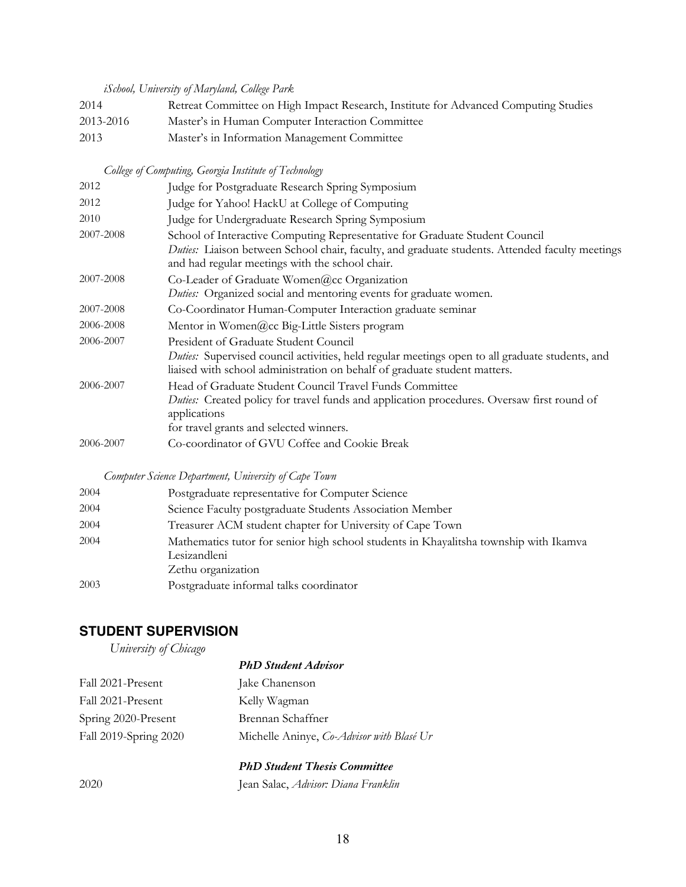*iSchool, University of Maryland, College Park*

| | |
|---|---|
| 2014 | Retreat Committee on High Impact Research, Institute for Advanced Computing Studies |
| 2013-2016 | Master's in Human Computer Interaction Committee |
| 2013 | Master's in Information Management Committee |

*College of Computing, Georgia Institute of Technology*

| | |
|---|---|
| 2012 | Judge for Postgraduate Research Spring Symposium |
| 2012 | Judge for Yahoo! HackU at College of Computing |
| 2010 | Judge for Undergraduate Research Spring Symposium |
| 2007-2008 | School of Interactive Computing Representative for Graduate Student Council<br>*Duties:* Liaison between School chair, faculty, and graduate students. Attended faculty meetings and had regular meetings with the school chair. |
| 2007-2008 | Co-Leader of Graduate Women@cc Organization<br>*Duties:* Organized social and mentoring events for graduate women. |
| 2007-2008 | Co-Coordinator Human-Computer Interaction graduate seminar |
| 2006-2008 | Mentor in Women@cc Big-Little Sisters program |
| 2006-2007 | President of Graduate Student Council<br>*Duties:* Supervised council activities, held regular meetings open to all graduate students, and liaised with school administration on behalf of graduate student matters. |
| 2006-2007 | Head of Graduate Student Council Travel Funds Committee<br>*Duties:* Created policy for travel funds and application procedures. Oversaw first round of applications<br>for travel grants and selected winners. |
| 2006-2007 | Co-coordinator of GVU Coffee and Cookie Break |

*Computer Science Department, University of Cape Town*

| | |
|---|---|
| 2004 | Postgraduate representative for Computer Science |
| 2004 | Science Faculty postgraduate Students Association Member |
| 2004 | Treasurer ACM student chapter for University of Cape Town |
| 2004 | Mathematics tutor for senior high school students in Khayalitsha township with Ikamva Lesizandleni<br>Zethu organization |
| 2003 | Postgraduate informal talks coordinator |

## STUDENT SUPERVISION

*University of Chicago*

***PhD Student Advisor***

| | |
|---|---|
| Fall 2021-Present | Jake Chanenson |
| Fall 2021-Present | Kelly Wagman |
| Spring 2020-Present | Brennan Schaffner |
| Fall 2019-Spring 2020 | Michelle Aninye, *Co-Advisor with Blasé Ur* |

***PhD Student Thesis Committee***

| | |
|---|---|
| 2020 | Jean Salac, *Advisor: Diana Franklin* |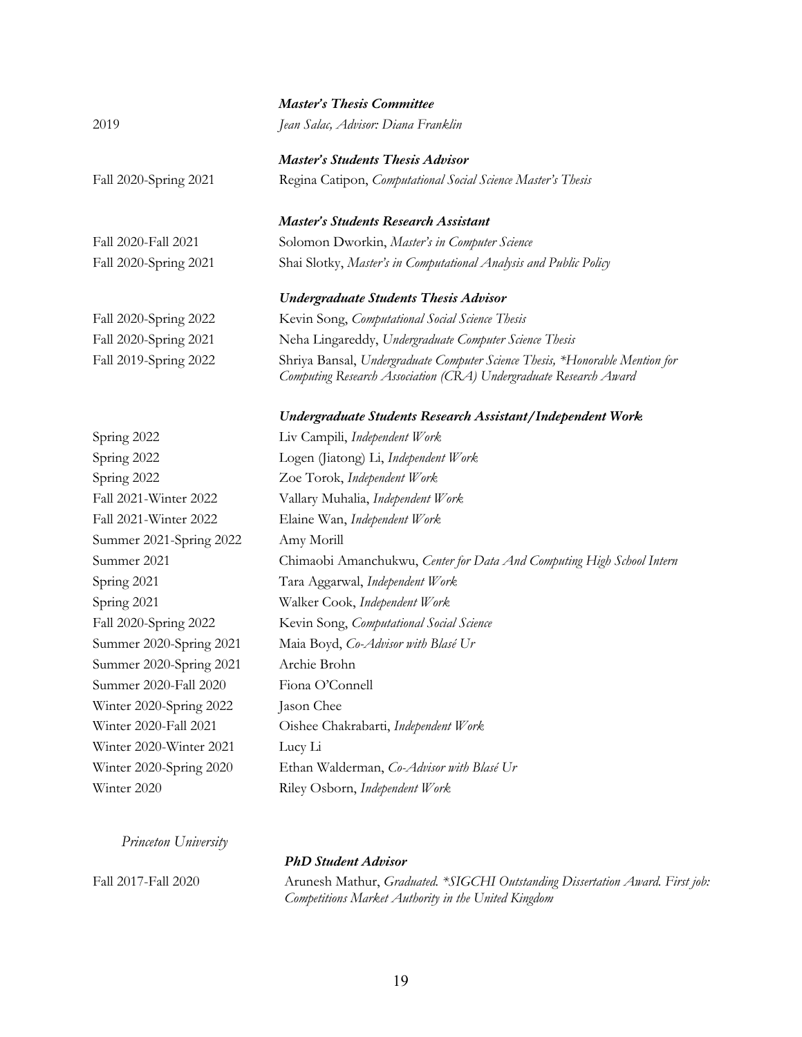***Master's Thesis Committee***

2019 — *Jean Salac, Advisor: Diana Franklin*

***Master's Students Thesis Advisor***

Fall 2020-Spring 2021 — Regina Catipon, *Computational Social Science Master's Thesis*

***Master's Students Research Assistant***

Fall 2020-Fall 2021 — Solomon Dworkin, *Master's in Computer Science*

Fall 2020-Spring 2021 — Shai Slotky, *Master's in Computational Analysis and Public Policy*

***Undergraduate Students Thesis Advisor***

Fall 2020-Spring 2022 — Kevin Song, *Computational Social Science Thesis*

Fall 2020-Spring 2021 — Neha Lingareddy, *Undergraduate Computer Science Thesis*

Fall 2019-Spring 2022 — Shriya Bansal, *Undergraduate Computer Science Thesis, *Honorable Mention for Computing Research Association (CRA) Undergraduate Research Award*

***Undergraduate Students Research Assistant/Independent Work***

Spring 2022 — Liv Campili, *Independent Work*

Spring 2022 — Logen (Jiatong) Li, *Independent Work*

Spring 2022 — Zoe Torok, *Independent Work*

Fall 2021-Winter 2022 — Vallary Muhalia, *Independent Work*

Fall 2021-Winter 2022 — Elaine Wan, *Independent Work*

Summer 2021-Spring 2022 — Amy Morill

Summer 2021 — Chimaobi Amanchukwu, *Center for Data And Computing High School Intern*

Spring 2021 — Tara Aggarwal, *Independent Work*

Spring 2021 — Walker Cook, *Independent Work*

Fall 2020-Spring 2022 — Kevin Song, *Computational Social Science*

Summer 2020-Spring 2021 — Maia Boyd, *Co-Advisor with Blasé Ur*

Summer 2020-Spring 2021 — Archie Brohn

Summer 2020-Fall 2020 — Fiona O'Connell

Winter 2020-Spring 2022 — Jason Chee

Winter 2020-Fall 2021 — Oishee Chakrabarti, *Independent Work*

Winter 2020-Winter 2021 — Lucy Li

Winter 2020-Spring 2020 — Ethan Walderman, *Co-Advisor with Blasé Ur*

Winter 2020 — Riley Osborn, *Independent Work*

*Princeton University*

***PhD Student Advisor***

Fall 2017-Fall 2020 — Arunesh Mathur, *Graduated. *SIGCHI Outstanding Dissertation Award. First job: Competitions Market Authority in the United Kingdom*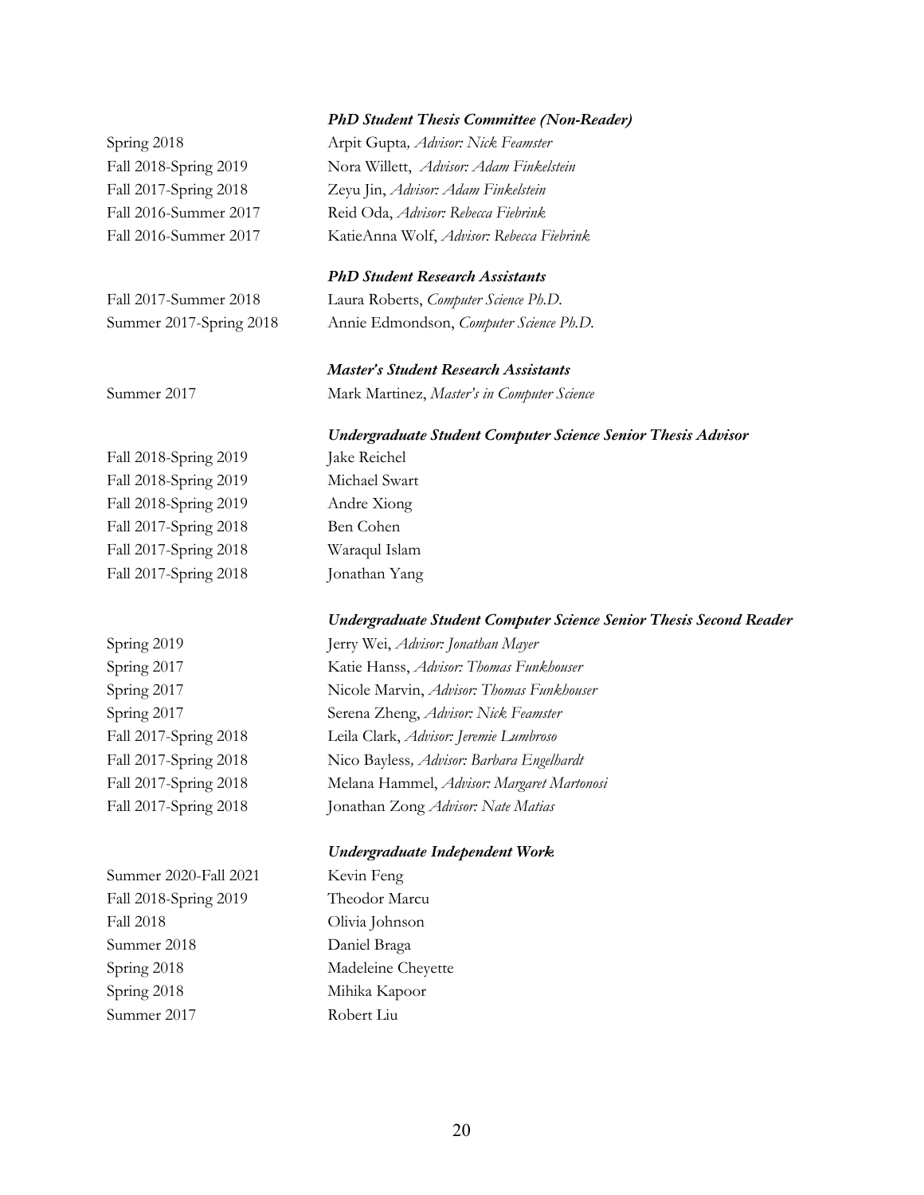### *PhD Student Thesis Committee (Non-Reader)*

| | |
|---|---|
| Spring 2018 | Arpit Gupta, *Advisor: Nick Feamster* |
| Fall 2018-Spring 2019 | Nora Willett, *Advisor: Adam Finkelstein* |
| Fall 2017-Spring 2018 | Zeyu Jin, *Advisor: Adam Finkelstein* |
| Fall 2016-Summer 2017 | Reid Oda, *Advisor: Rebecca Fiebrink* |
| Fall 2016-Summer 2017 | KatieAnna Wolf, *Advisor: Rebecca Fiebrink* |

### *PhD Student Research Assistants*

| | |
|---|---|
| Fall 2017-Summer 2018 | Laura Roberts, *Computer Science Ph.D.* |
| Summer 2017-Spring 2018 | Annie Edmondson, *Computer Science Ph.D.* |

### *Master's Student Research Assistants*

| | |
|---|---|
| Summer 2017 | Mark Martinez, *Master's in Computer Science* |

### *Undergraduate Student Computer Science Senior Thesis Advisor*

| | |
|---|---|
| Fall 2018-Spring 2019 | Jake Reichel |
| Fall 2018-Spring 2019 | Michael Swart |
| Fall 2018-Spring 2019 | Andre Xiong |
| Fall 2017-Spring 2018 | Ben Cohen |
| Fall 2017-Spring 2018 | Waraqul Islam |
| Fall 2017-Spring 2018 | Jonathan Yang |

### *Undergraduate Student Computer Science Senior Thesis Second Reader*

| | |
|---|---|
| Spring 2019 | Jerry Wei, *Advisor: Jonathan Mayer* |
| Spring 2017 | Katie Hanss, *Advisor: Thomas Funkhouser* |
| Spring 2017 | Nicole Marvin, *Advisor: Thomas Funkhouser* |
| Spring 2017 | Serena Zheng, *Advisor: Nick Feamster* |
| Fall 2017-Spring 2018 | Leila Clark, *Advisor: Jeremie Lumbroso* |
| Fall 2017-Spring 2018 | Nico Bayless, *Advisor: Barbara Engelhardt* |
| Fall 2017-Spring 2018 | Melana Hammel, *Advisor: Margaret Martonosi* |
| Fall 2017-Spring 2018 | Jonathan Zong *Advisor: Nate Matias* |

### *Undergraduate Independent Work*

| | |
|---|---|
| Summer 2020-Fall 2021 | Kevin Feng |
| Fall 2018-Spring 2019 | Theodor Marcu |
| Fall 2018 | Olivia Johnson |
| Summer 2018 | Daniel Braga |
| Spring 2018 | Madeleine Cheyette |
| Spring 2018 | Mihika Kapoor |
| Summer 2017 | Robert Liu |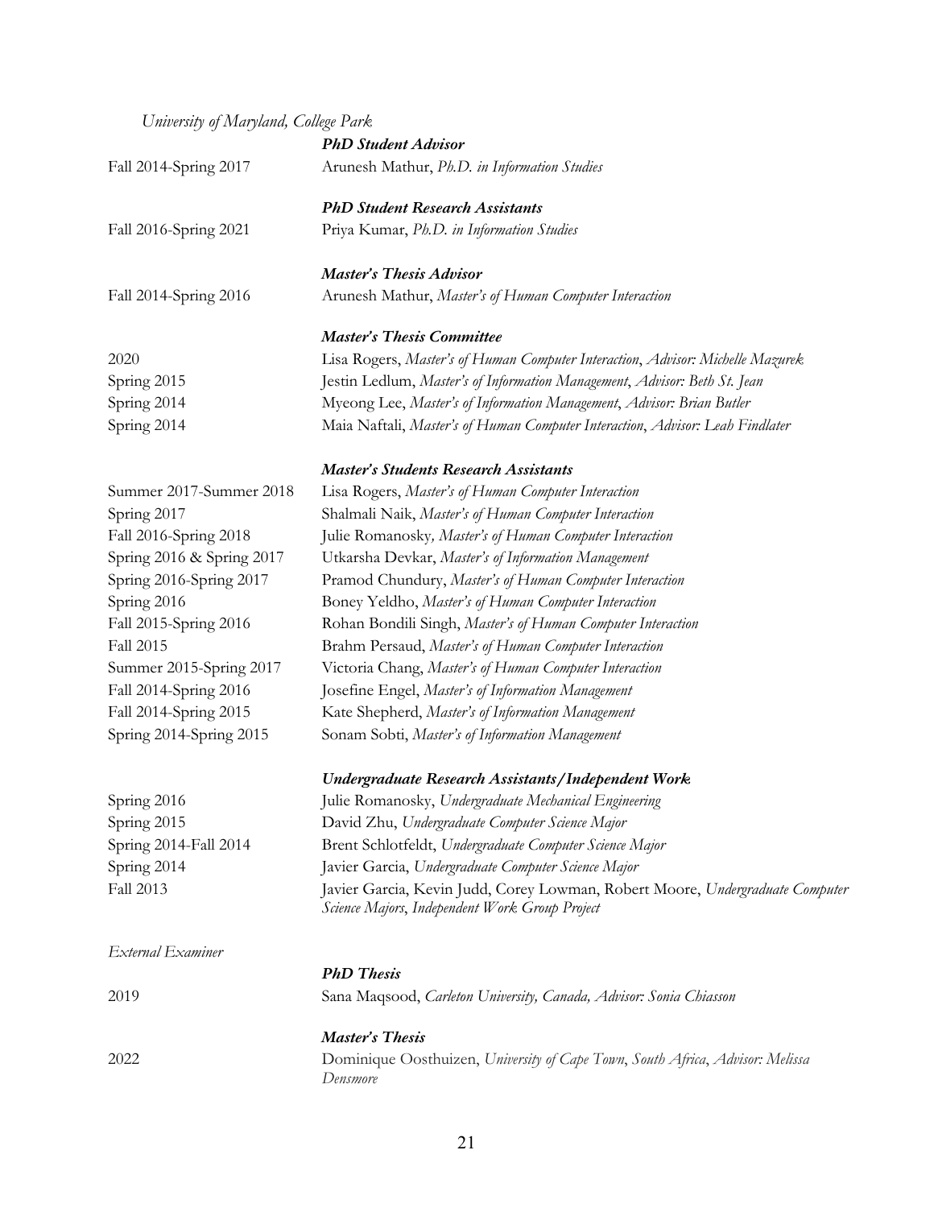*University of Maryland, College Park*

***PhD Student Advisor***

Fall 2014-Spring 2017 — Arunesh Mathur, *Ph.D. in Information Studies*

***PhD Student Research Assistants***

Fall 2016-Spring 2021 — Priya Kumar, *Ph.D. in Information Studies*

***Master's Thesis Advisor***

Fall 2014-Spring 2016 — Arunesh Mathur, *Master's of Human Computer Interaction*

***Master's Thesis Committee***

2020 — Lisa Rogers, *Master's of Human Computer Interaction*, *Advisor: Michelle Mazurek*

Spring 2015 — Jestin Ledlum, *Master's of Information Management*, *Advisor: Beth St. Jean*

Spring 2014 — Myeong Lee, *Master's of Information Management*, *Advisor: Brian Butler*

Spring 2014 — Maia Naftali, *Master's of Human Computer Interaction*, *Advisor: Leah Findlater*

***Master's Students Research Assistants***

Summer 2017-Summer 2018 — Lisa Rogers, *Master's of Human Computer Interaction*

Spring 2017 — Shalmali Naik, *Master's of Human Computer Interaction*

Fall 2016-Spring 2018 — Julie Romanosky*, Master's of Human Computer Interaction*

Spring 2016 & Spring 2017 — Utkarsha Devkar, *Master's of Information Management*

Spring 2016-Spring 2017 — Pramod Chundury, *Master's of Human Computer Interaction*

Spring 2016 — Boney Yeldho, *Master's of Human Computer Interaction*

Fall 2015-Spring 2016 — Rohan Bondili Singh, *Master's of Human Computer Interaction*

Fall 2015 — Brahm Persaud, *Master's of Human Computer Interaction*

Summer 2015-Spring 2017 — Victoria Chang, *Master's of Human Computer Interaction*

Fall 2014-Spring 2016 — Josefine Engel, *Master's of Information Management*

Fall 2014-Spring 2015 — Kate Shepherd, *Master's of Information Management*

Spring 2014-Spring 2015 — Sonam Sobti, *Master's of Information Management*

***Undergraduate Research Assistants/Independent Work***

Spring 2016 — Julie Romanosky, *Undergraduate Mechanical Engineering*

Spring 2015 — David Zhu, *Undergraduate Computer Science Major*

Spring 2014-Fall 2014 — Brent Schlotfeldt, *Undergraduate Computer Science Major*

Spring 2014 — Javier Garcia, *Undergraduate Computer Science Major*

Fall 2013 — Javier Garcia, Kevin Judd, Corey Lowman, Robert Moore, *Undergraduate Computer Science Majors*, *Independent Work Group Project*

*External Examiner*

***PhD Thesis***

2019 — Sana Maqsood, *Carleton University, Canada, Advisor: Sonia Chiasson*

***Master's Thesis***

2022 — Dominique Oosthuizen, *University of Cape Town*, *South Africa*, *Advisor: Melissa Densmore*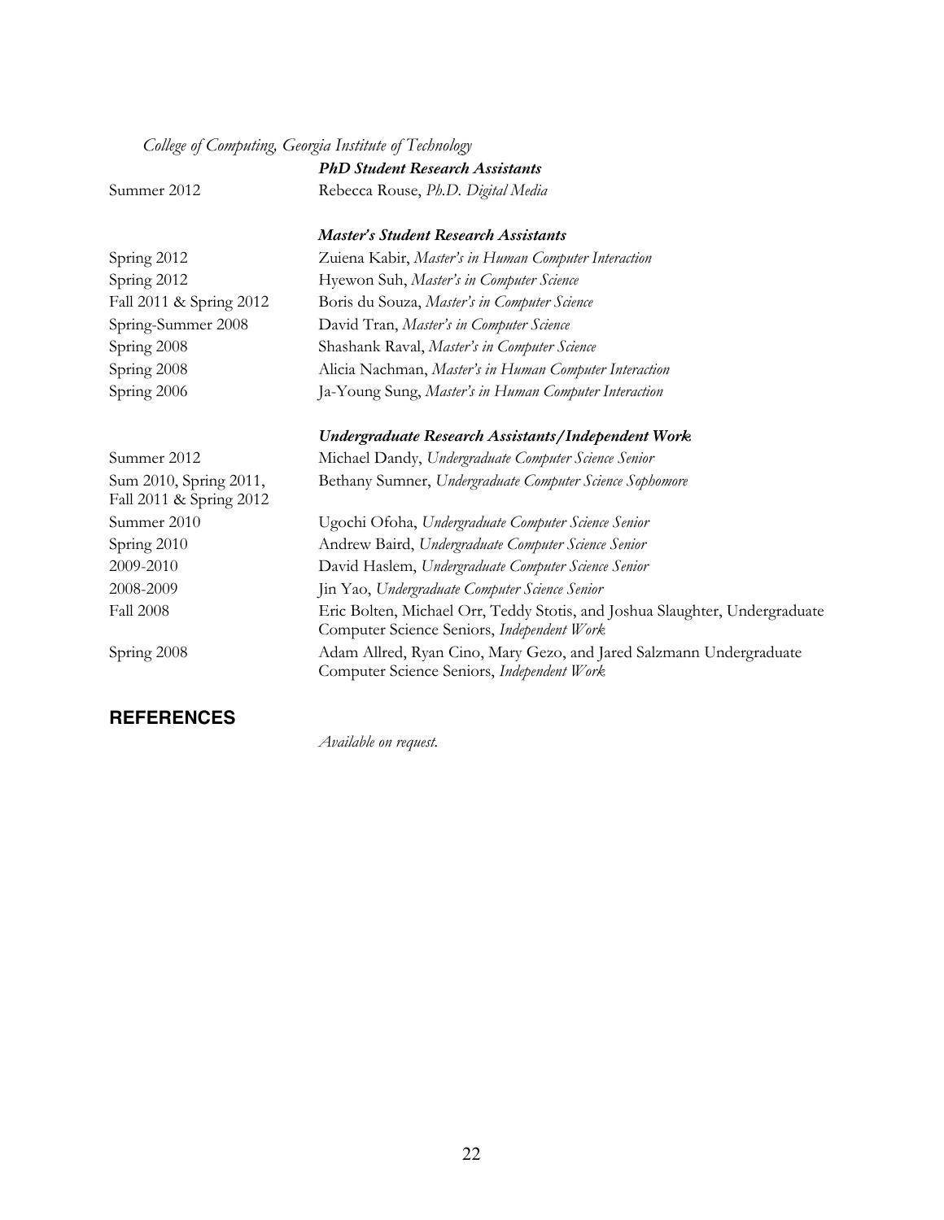*College of Computing, Georgia Institute of Technology*

***PhD Student Research Assistants***

| | |
|---|---|
| Summer 2012 | Rebecca Rouse, *Ph.D. Digital Media* |

***Master's Student Research Assistants***

| | |
|---|---|
| Spring 2012 | Zuiena Kabir, *Master's in Human Computer Interaction* |
| Spring 2012 | Hyewon Suh, *Master's in Computer Science* |
| Fall 2011 & Spring 2012 | Boris du Souza, *Master's in Computer Science* |
| Spring-Summer 2008 | David Tran, *Master's in Computer Science* |
| Spring 2008 | Shashank Raval, *Master's in Computer Science* |
| Spring 2008 | Alicia Nachman, *Master's in Human Computer Interaction* |
| Spring 2006 | Ja-Young Sung, *Master's in Human Computer Interaction* |

***Undergraduate Research Assistants/Independent Work***

| | |
|---|---|
| Summer 2012 | Michael Dandy, *Undergraduate Computer Science Senior* |
| Sum 2010, Spring 2011, Fall 2011 & Spring 2012 | Bethany Sumner, *Undergraduate Computer Science Sophomore* |
| Summer 2010 | Ugochi Ofoha, *Undergraduate Computer Science Senior* |
| Spring 2010 | Andrew Baird, *Undergraduate Computer Science Senior* |
| 2009-2010 | David Haslem, *Undergraduate Computer Science Senior* |
| 2008-2009 | Jin Yao, *Undergraduate Computer Science Senior* |
| Fall 2008 | Eric Bolten, Michael Orr, Teddy Stotis, and Joshua Slaughter, Undergraduate Computer Science Seniors, *Independent Work* |
| Spring 2008 | Adam Allred, Ryan Cino, Mary Gezo, and Jared Salzmann Undergraduate Computer Science Seniors, *Independent Work* |

## REFERENCES

*Available on request.*